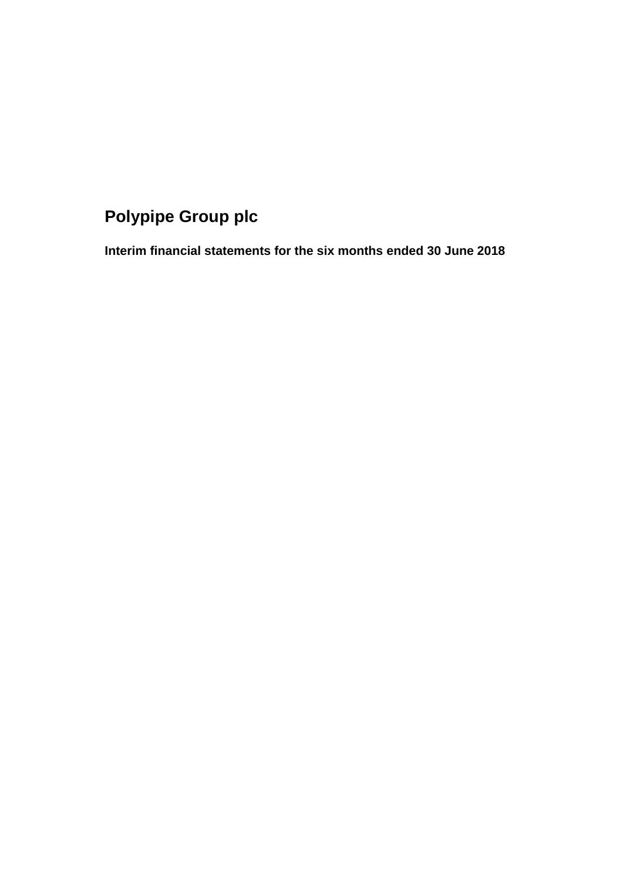# Polypipe Group plc

**Interim financial statements for the six months ended 30 June 2018**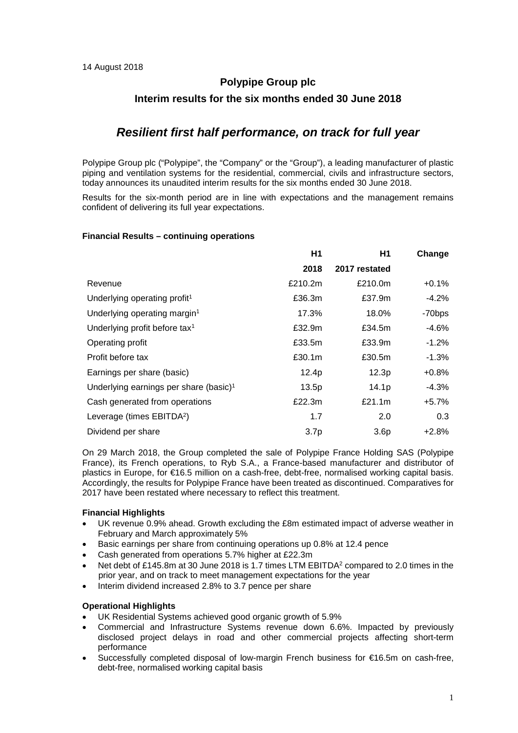14 August 2018

# Polypipe Group plc

## Interim results for the six months ended 30 June 2018

## *Resilient first half performance, on track for full year*

Polypipe Group plc ("Polypipe", the "Company" or the "Group"), a leading manufacturer of plastic piping and ventilation systems for the residential, commercial, civils and infrastructure sectors, today announces its unaudited interim results for the six months ended 30 June 2018.

Results for the six-month period are in line with expectations and the management remains confident of delivering its full year expectations.

**Financial Results – continuing operations**

| | H1 2018 | H1 2017 restated | Change |
|---|---|---|---|
| Revenue | £210.2m | £210.0m | +0.1% |
| Underlying operating profit[1] | £36.3m | £37.9m | -4.2% |
| Underlying operating margin[1] | 17.3% | 18.0% | -70bps |
| Underlying profit before tax[1] | £32.9m | £34.5m | -4.6% |
| Operating profit | £33.5m | £33.9m | -1.2% |
| Profit before tax | £30.1m | £30.5m | -1.3% |
| Earnings per share (basic) | 12.4p | 12.3p | +0.8% |
| Underlying earnings per share (basic)[1] | 13.5p | 14.1p | -4.3% |
| Cash generated from operations | £22.3m | £21.1m | +5.7% |
| Leverage (times EBITDA[2]) | 1.7 | 2.0 | 0.3 |
| Dividend per share | 3.7p | 3.6p | +2.8% |

On 29 March 2018, the Group completed the sale of Polypipe France Holding SAS (Polypipe France), its French operations, to Ryb S.A., a France-based manufacturer and distributor of plastics in Europe, for €16.5 million on a cash-free, debt-free, normalised working capital basis. Accordingly, the results for Polypipe France have been treated as discontinued. Comparatives for 2017 have been restated where necessary to reflect this treatment.

**Financial Highlights**

- UK revenue 0.9% ahead. Growth excluding the £8m estimated impact of adverse weather in February and March approximately 5%
- Basic earnings per share from continuing operations up 0.8% at 12.4 pence
- Cash generated from operations 5.7% higher at £22.3m
- Net debt of £145.8m at 30 June 2018 is 1.7 times LTM EBITDA[2] compared to 2.0 times in the prior year, and on track to meet management expectations for the year
- Interim dividend increased 2.8% to 3.7 pence per share

**Operational Highlights**

- UK Residential Systems achieved good organic growth of 5.9%
- Commercial and Infrastructure Systems revenue down 6.6%. Impacted by previously disclosed project delays in road and other commercial projects affecting short-term performance
- Successfully completed disposal of low-margin French business for €16.5m on cash-free, debt-free, normalised working capital basis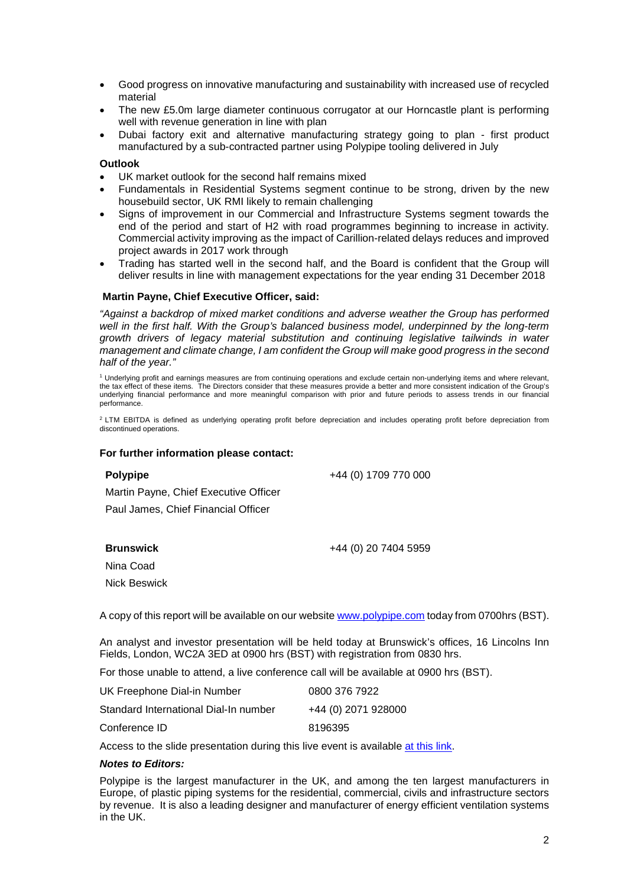- Good progress on innovative manufacturing and sustainability with increased use of recycled material
- The new £5.0m large diameter continuous corrugator at our Horncastle plant is performing well with revenue generation in line with plan
- Dubai factory exit and alternative manufacturing strategy going to plan - first product manufactured by a sub-contracted partner using Polypipe tooling delivered in July

**Outlook**

- UK market outlook for the second half remains mixed
- Fundamentals in Residential Systems segment continue to be strong, driven by the new housebuild sector, UK RMI likely to remain challenging
- Signs of improvement in our Commercial and Infrastructure Systems segment towards the end of the period and start of H2 with road programmes beginning to increase in activity. Commercial activity improving as the impact of Carillion-related delays reduces and improved project awards in 2017 work through
- Trading has started well in the second half, and the Board is confident that the Group will deliver results in line with management expectations for the year ending 31 December 2018

**Martin Payne, Chief Executive Officer, said:**

*"Against a backdrop of mixed market conditions and adverse weather the Group has performed well in the first half. With the Group's balanced business model, underpinned by the long-term growth drivers of legacy material substitution and continuing legislative tailwinds in water management and climate change, I am confident the Group will make good progress in the second half of the year."*

[1] Underlying profit and earnings measures are from continuing operations and exclude certain non-underlying items and where relevant, the tax effect of these items. The Directors consider that these measures provide a better and more consistent indication of the Group's underlying financial performance and more meaningful comparison with prior and future periods to assess trends in our financial performance.

[2] LTM EBITDA is defined as underlying operating profit before depreciation and includes operating profit before depreciation from discontinued operations.

**For further information please contact:**

| | |
|---|---|
| **Polypipe** | +44 (0) 1709 770 000 |
| Martin Payne, Chief Executive Officer | |
| Paul James, Chief Financial Officer | |
| | |
| **Brunswick** | +44 (0) 20 7404 5959 |
| Nina Coad | |
| Nick Beswick | |

A copy of this report will be available on our website [www.polypipe.com](www.polypipe.com) today from 0700hrs (BST).

An analyst and investor presentation will be held today at Brunswick's offices, 16 Lincolns Inn Fields, London, WC2A 3ED at 0900 hrs (BST) with registration from 0830 hrs.

For those unable to attend, a live conference call will be available at 0900 hrs (BST).

| | |
|---|---|
| UK Freephone Dial-in Number | 0800 376 7922 |
| Standard International Dial-In number | +44 (0) 2071 928000 |
| Conference ID | 8196395 |

Access to the slide presentation during this live event is available at this link.

***Notes to Editors:***

Polypipe is the largest manufacturer in the UK, and among the ten largest manufacturers in Europe, of plastic piping systems for the residential, commercial, civils and infrastructure sectors by revenue. It is also a leading designer and manufacturer of energy efficient ventilation systems in the UK.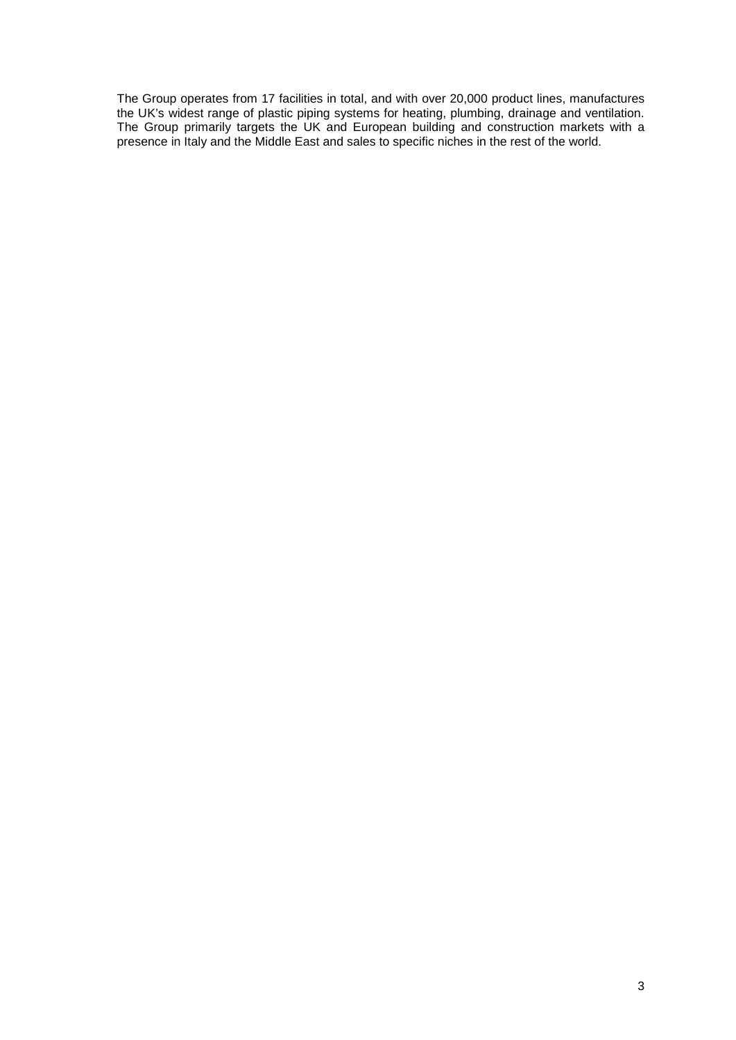The Group operates from 17 facilities in total, and with over 20,000 product lines, manufactures the UK's widest range of plastic piping systems for heating, plumbing, drainage and ventilation. The Group primarily targets the UK and European building and construction markets with a presence in Italy and the Middle East and sales to specific niches in the rest of the world.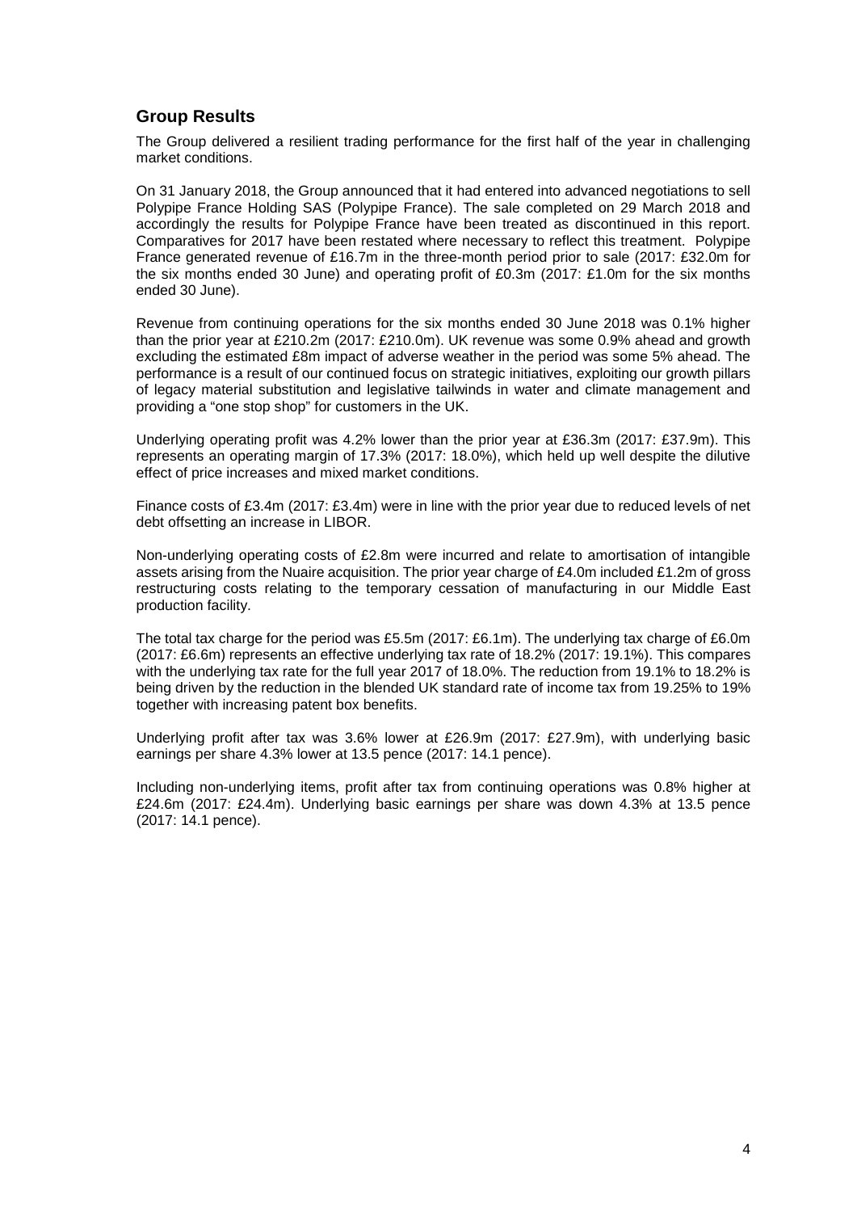## Group Results

The Group delivered a resilient trading performance for the first half of the year in challenging market conditions.

On 31 January 2018, the Group announced that it had entered into advanced negotiations to sell Polypipe France Holding SAS (Polypipe France). The sale completed on 29 March 2018 and accordingly the results for Polypipe France have been treated as discontinued in this report. Comparatives for 2017 have been restated where necessary to reflect this treatment. Polypipe France generated revenue of £16.7m in the three-month period prior to sale (2017: £32.0m for the six months ended 30 June) and operating profit of £0.3m (2017: £1.0m for the six months ended 30 June).

Revenue from continuing operations for the six months ended 30 June 2018 was 0.1% higher than the prior year at £210.2m (2017: £210.0m). UK revenue was some 0.9% ahead and growth excluding the estimated £8m impact of adverse weather in the period was some 5% ahead. The performance is a result of our continued focus on strategic initiatives, exploiting our growth pillars of legacy material substitution and legislative tailwinds in water and climate management and providing a "one stop shop" for customers in the UK.

Underlying operating profit was 4.2% lower than the prior year at £36.3m (2017: £37.9m). This represents an operating margin of 17.3% (2017: 18.0%), which held up well despite the dilutive effect of price increases and mixed market conditions.

Finance costs of £3.4m (2017: £3.4m) were in line with the prior year due to reduced levels of net debt offsetting an increase in LIBOR.

Non-underlying operating costs of £2.8m were incurred and relate to amortisation of intangible assets arising from the Nuaire acquisition. The prior year charge of £4.0m included £1.2m of gross restructuring costs relating to the temporary cessation of manufacturing in our Middle East production facility.

The total tax charge for the period was £5.5m (2017: £6.1m). The underlying tax charge of £6.0m (2017: £6.6m) represents an effective underlying tax rate of 18.2% (2017: 19.1%). This compares with the underlying tax rate for the full year 2017 of 18.0%. The reduction from 19.1% to 18.2% is being driven by the reduction in the blended UK standard rate of income tax from 19.25% to 19% together with increasing patent box benefits.

Underlying profit after tax was 3.6% lower at £26.9m (2017: £27.9m), with underlying basic earnings per share 4.3% lower at 13.5 pence (2017: 14.1 pence).

Including non-underlying items, profit after tax from continuing operations was 0.8% higher at £24.6m (2017: £24.4m). Underlying basic earnings per share was down 4.3% at 13.5 pence (2017: 14.1 pence).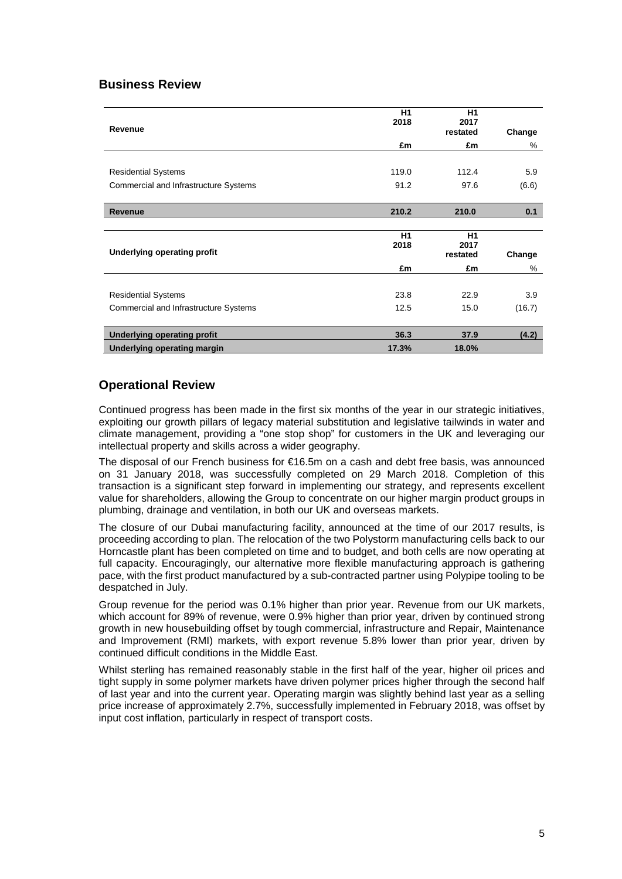## Business Review

| Revenue | H1 2018 | H1 2017 restated | Change |
|---|---|---|---|
| | £m | £m | % |
| Residential Systems | 119.0 | 112.4 | 5.9 |
| Commercial and Infrastructure Systems | 91.2 | 97.6 | (6.6) |
| **Revenue** | **210.2** | **210.0** | **0.1** |

| Underlying operating profit | H1 2018 | H1 2017 restated | Change |
|---|---|---|---|
| | £m | £m | % |
| Residential Systems | 23.8 | 22.9 | 3.9 |
| Commercial and Infrastructure Systems | 12.5 | 15.0 | (16.7) |
| **Underlying operating profit** | **36.3** | **37.9** | **(4.2)** |
| **Underlying operating margin** | **17.3%** | **18.0%** | |

## Operational Review

Continued progress has been made in the first six months of the year in our strategic initiatives, exploiting our growth pillars of legacy material substitution and legislative tailwinds in water and climate management, providing a "one stop shop" for customers in the UK and leveraging our intellectual property and skills across a wider geography.

The disposal of our French business for €16.5m on a cash and debt free basis, was announced on 31 January 2018, was successfully completed on 29 March 2018. Completion of this transaction is a significant step forward in implementing our strategy, and represents excellent value for shareholders, allowing the Group to concentrate on our higher margin product groups in plumbing, drainage and ventilation, in both our UK and overseas markets.

The closure of our Dubai manufacturing facility, announced at the time of our 2017 results, is proceeding according to plan. The relocation of the two Polystorm manufacturing cells back to our Horncastle plant has been completed on time and to budget, and both cells are now operating at full capacity. Encouragingly, our alternative more flexible manufacturing approach is gathering pace, with the first product manufactured by a sub-contracted partner using Polypipe tooling to be despatched in July.

Group revenue for the period was 0.1% higher than prior year. Revenue from our UK markets, which account for 89% of revenue, were 0.9% higher than prior year, driven by continued strong growth in new housebuilding offset by tough commercial, infrastructure and Repair, Maintenance and Improvement (RMI) markets, with export revenue 5.8% lower than prior year, driven by continued difficult conditions in the Middle East.

Whilst sterling has remained reasonably stable in the first half of the year, higher oil prices and tight supply in some polymer markets have driven polymer prices higher through the second half of last year and into the current year. Operating margin was slightly behind last year as a selling price increase of approximately 2.7%, successfully implemented in February 2018, was offset by input cost inflation, particularly in respect of transport costs.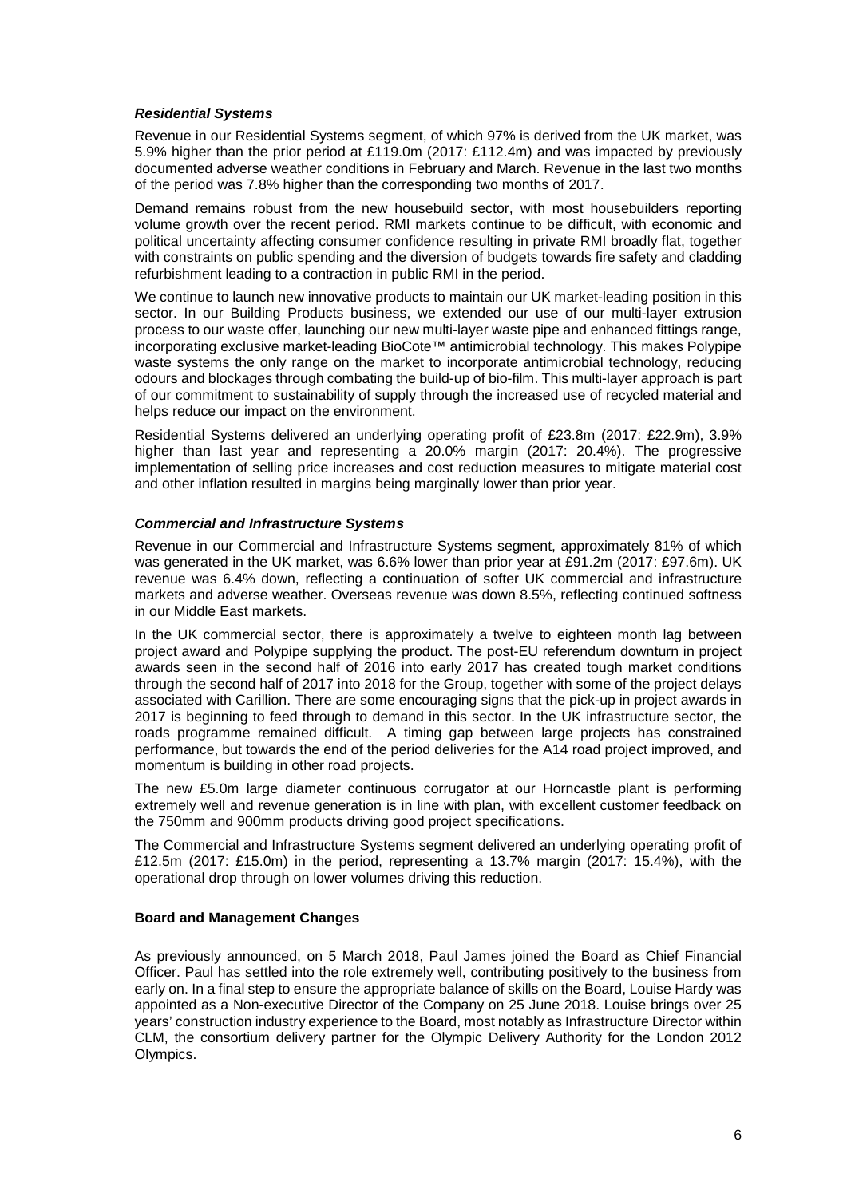### *Residential Systems*

Revenue in our Residential Systems segment, of which 97% is derived from the UK market, was 5.9% higher than the prior period at £119.0m (2017: £112.4m) and was impacted by previously documented adverse weather conditions in February and March. Revenue in the last two months of the period was 7.8% higher than the corresponding two months of 2017.

Demand remains robust from the new housebuild sector, with most housebuilders reporting volume growth over the recent period. RMI markets continue to be difficult, with economic and political uncertainty affecting consumer confidence resulting in private RMI broadly flat, together with constraints on public spending and the diversion of budgets towards fire safety and cladding refurbishment leading to a contraction in public RMI in the period.

We continue to launch new innovative products to maintain our UK market-leading position in this sector. In our Building Products business, we extended our use of our multi-layer extrusion process to our waste offer, launching our new multi-layer waste pipe and enhanced fittings range, incorporating exclusive market-leading BioCote™ antimicrobial technology. This makes Polypipe waste systems the only range on the market to incorporate antimicrobial technology, reducing odours and blockages through combating the build-up of bio-film. This multi-layer approach is part of our commitment to sustainability of supply through the increased use of recycled material and helps reduce our impact on the environment.

Residential Systems delivered an underlying operating profit of £23.8m (2017: £22.9m), 3.9% higher than last year and representing a 20.0% margin (2017: 20.4%). The progressive implementation of selling price increases and cost reduction measures to mitigate material cost and other inflation resulted in margins being marginally lower than prior year.

### *Commercial and Infrastructure Systems*

Revenue in our Commercial and Infrastructure Systems segment, approximately 81% of which was generated in the UK market, was 6.6% lower than prior year at £91.2m (2017: £97.6m). UK revenue was 6.4% down, reflecting a continuation of softer UK commercial and infrastructure markets and adverse weather. Overseas revenue was down 8.5%, reflecting continued softness in our Middle East markets.

In the UK commercial sector, there is approximately a twelve to eighteen month lag between project award and Polypipe supplying the product. The post-EU referendum downturn in project awards seen in the second half of 2016 into early 2017 has created tough market conditions through the second half of 2017 into 2018 for the Group, together with some of the project delays associated with Carillion. There are some encouraging signs that the pick-up in project awards in 2017 is beginning to feed through to demand in this sector. In the UK infrastructure sector, the roads programme remained difficult. A timing gap between large projects has constrained performance, but towards the end of the period deliveries for the A14 road project improved, and momentum is building in other road projects.

The new £5.0m large diameter continuous corrugator at our Horncastle plant is performing extremely well and revenue generation is in line with plan, with excellent customer feedback on the 750mm and 900mm products driving good project specifications.

The Commercial and Infrastructure Systems segment delivered an underlying operating profit of £12.5m (2017: £15.0m) in the period, representing a 13.7% margin (2017: 15.4%), with the operational drop through on lower volumes driving this reduction.

## Board and Management Changes

As previously announced, on 5 March 2018, Paul James joined the Board as Chief Financial Officer. Paul has settled into the role extremely well, contributing positively to the business from early on. In a final step to ensure the appropriate balance of skills on the Board, Louise Hardy was appointed as a Non-executive Director of the Company on 25 June 2018. Louise brings over 25 years' construction industry experience to the Board, most notably as Infrastructure Director within CLM, the consortium delivery partner for the Olympic Delivery Authority for the London 2012 Olympics.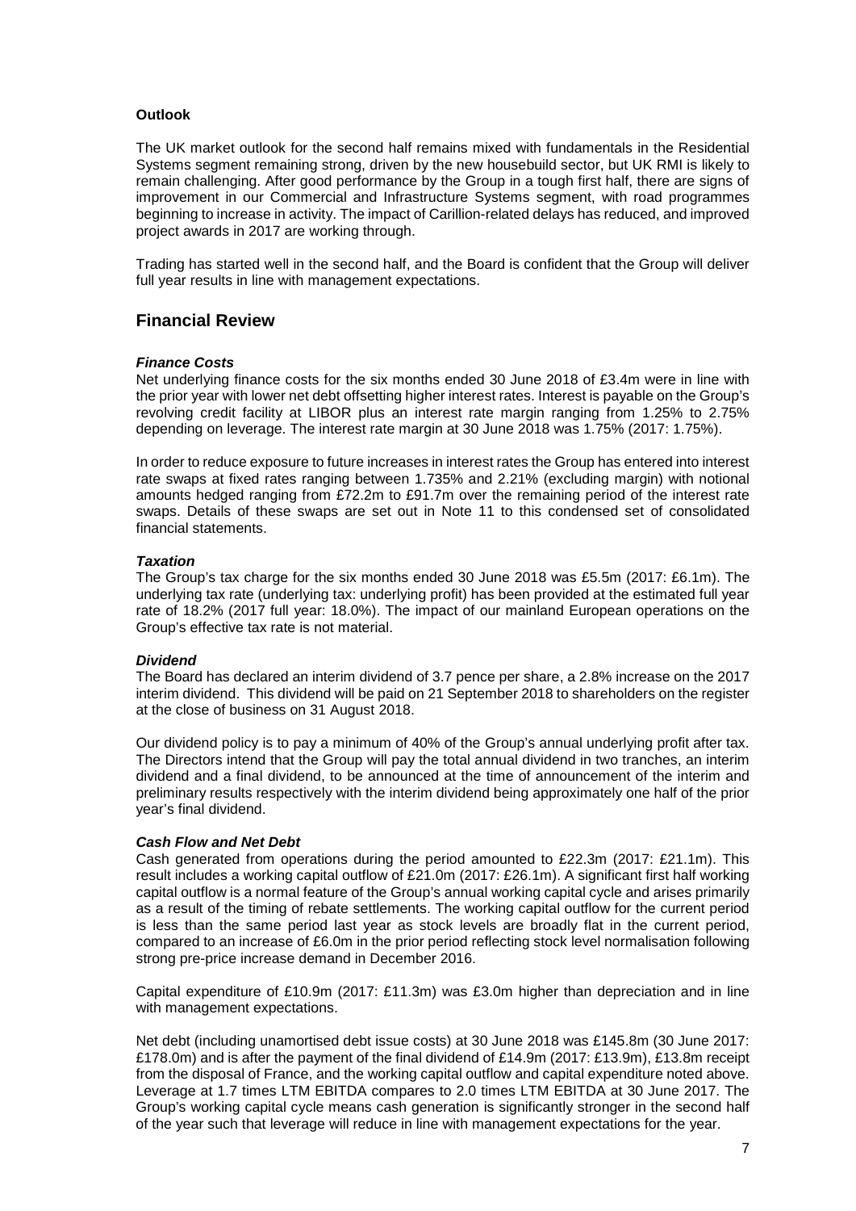**Outlook**

The UK market outlook for the second half remains mixed with fundamentals in the Residential Systems segment remaining strong, driven by the new housebuild sector, but UK RMI is likely to remain challenging. After good performance by the Group in a tough first half, there are signs of improvement in our Commercial and Infrastructure Systems segment, with road programmes beginning to increase in activity. The impact of Carillion-related delays has reduced, and improved project awards in 2017 are working through.

Trading has started well in the second half, and the Board is confident that the Group will deliver full year results in line with management expectations.

## Financial Review

***Finance Costs***

Net underlying finance costs for the six months ended 30 June 2018 of £3.4m were in line with the prior year with lower net debt offsetting higher interest rates. Interest is payable on the Group's revolving credit facility at LIBOR plus an interest rate margin ranging from 1.25% to 2.75% depending on leverage. The interest rate margin at 30 June 2018 was 1.75% (2017: 1.75%).

In order to reduce exposure to future increases in interest rates the Group has entered into interest rate swaps at fixed rates ranging between 1.735% and 2.21% (excluding margin) with notional amounts hedged ranging from £72.2m to £91.7m over the remaining period of the interest rate swaps. Details of these swaps are set out in Note 11 to this condensed set of consolidated financial statements.

***Taxation***

The Group's tax charge for the six months ended 30 June 2018 was £5.5m (2017: £6.1m). The underlying tax rate (underlying tax: underlying profit) has been provided at the estimated full year rate of 18.2% (2017 full year: 18.0%). The impact of our mainland European operations on the Group's effective tax rate is not material.

***Dividend***

The Board has declared an interim dividend of 3.7 pence per share, a 2.8% increase on the 2017 interim dividend. This dividend will be paid on 21 September 2018 to shareholders on the register at the close of business on 31 August 2018.

Our dividend policy is to pay a minimum of 40% of the Group's annual underlying profit after tax. The Directors intend that the Group will pay the total annual dividend in two tranches, an interim dividend and a final dividend, to be announced at the time of announcement of the interim and preliminary results respectively with the interim dividend being approximately one half of the prior year's final dividend.

***Cash Flow and Net Debt***

Cash generated from operations during the period amounted to £22.3m (2017: £21.1m). This result includes a working capital outflow of £21.0m (2017: £26.1m). A significant first half working capital outflow is a normal feature of the Group's annual working capital cycle and arises primarily as a result of the timing of rebate settlements. The working capital outflow for the current period is less than the same period last year as stock levels are broadly flat in the current period, compared to an increase of £6.0m in the prior period reflecting stock level normalisation following strong pre-price increase demand in December 2016.

Capital expenditure of £10.9m (2017: £11.3m) was £3.0m higher than depreciation and in line with management expectations.

Net debt (including unamortised debt issue costs) at 30 June 2018 was £145.8m (30 June 2017: £178.0m) and is after the payment of the final dividend of £14.9m (2017: £13.9m), £13.8m receipt from the disposal of France, and the working capital outflow and capital expenditure noted above. Leverage at 1.7 times LTM EBITDA compares to 2.0 times LTM EBITDA at 30 June 2017. The Group's working capital cycle means cash generation is significantly stronger in the second half of the year such that leverage will reduce in line with management expectations for the year.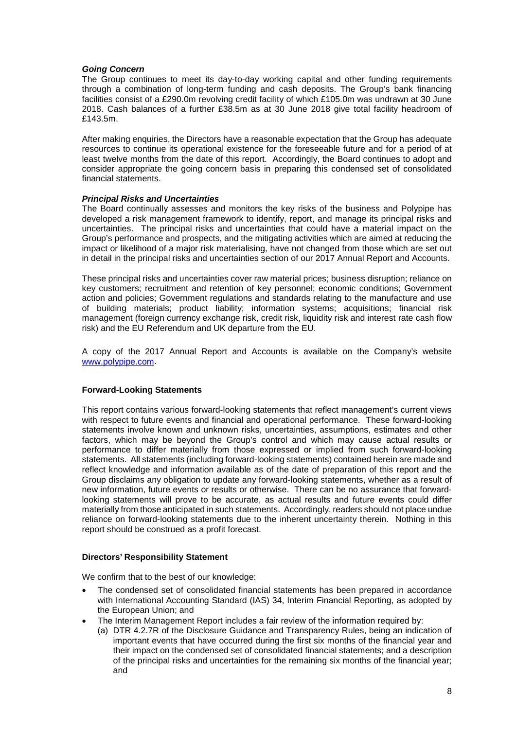### *Going Concern*

The Group continues to meet its day-to-day working capital and other funding requirements through a combination of long-term funding and cash deposits. The Group's bank financing facilities consist of a £290.0m revolving credit facility of which £105.0m was undrawn at 30 June 2018. Cash balances of a further £38.5m as at 30 June 2018 give total facility headroom of £143.5m.

After making enquiries, the Directors have a reasonable expectation that the Group has adequate resources to continue its operational existence for the foreseeable future and for a period of at least twelve months from the date of this report. Accordingly, the Board continues to adopt and consider appropriate the going concern basis in preparing this condensed set of consolidated financial statements.

### *Principal Risks and Uncertainties*

The Board continually assesses and monitors the key risks of the business and Polypipe has developed a risk management framework to identify, report, and manage its principal risks and uncertainties. The principal risks and uncertainties that could have a material impact on the Group's performance and prospects, and the mitigating activities which are aimed at reducing the impact or likelihood of a major risk materialising, have not changed from those which are set out in detail in the principal risks and uncertainties section of our 2017 Annual Report and Accounts.

These principal risks and uncertainties cover raw material prices; business disruption; reliance on key customers; recruitment and retention of key personnel; economic conditions; Government action and policies; Government regulations and standards relating to the manufacture and use of building materials; product liability; information systems; acquisitions; financial risk management (foreign currency exchange risk, credit risk, liquidity risk and interest rate cash flow risk) and the EU Referendum and UK departure from the EU.

A copy of the 2017 Annual Report and Accounts is available on the Company's website [www.polypipe.com](www.polypipe.com).

### **Forward-Looking Statements**

This report contains various forward-looking statements that reflect management's current views with respect to future events and financial and operational performance. These forward-looking statements involve known and unknown risks, uncertainties, assumptions, estimates and other factors, which may be beyond the Group's control and which may cause actual results or performance to differ materially from those expressed or implied from such forward-looking statements. All statements (including forward-looking statements) contained herein are made and reflect knowledge and information available as of the date of preparation of this report and the Group disclaims any obligation to update any forward-looking statements, whether as a result of new information, future events or results or otherwise. There can be no assurance that forward-looking statements will prove to be accurate, as actual results and future events could differ materially from those anticipated in such statements. Accordingly, readers should not place undue reliance on forward-looking statements due to the inherent uncertainty therein. Nothing in this report should be construed as a profit forecast.

### **Directors' Responsibility Statement**

We confirm that to the best of our knowledge:

- The condensed set of consolidated financial statements has been prepared in accordance with International Accounting Standard (IAS) 34, Interim Financial Reporting, as adopted by the European Union; and
- The Interim Management Report includes a fair review of the information required by:
  (a) DTR 4.2.7R of the Disclosure Guidance and Transparency Rules, being an indication of important events that have occurred during the first six months of the financial year and their impact on the condensed set of consolidated financial statements; and a description of the principal risks and uncertainties for the remaining six months of the financial year; and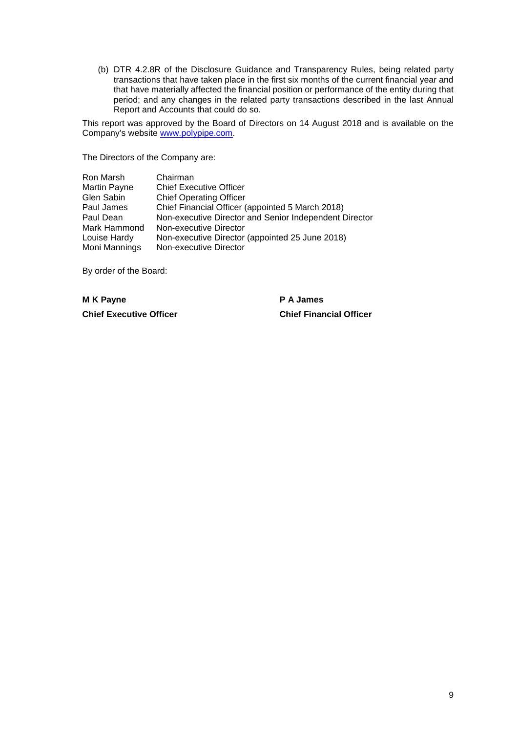(b) DTR 4.2.8R of the Disclosure Guidance and Transparency Rules, being related party transactions that have taken place in the first six months of the current financial year and that have materially affected the financial position or performance of the entity during that period; and any changes in the related party transactions described in the last Annual Report and Accounts that could do so.

This report was approved by the Board of Directors on 14 August 2018 and is available on the Company's website www.polypipe.com.

The Directors of the Company are:

| | |
|---|---|
| Ron Marsh | Chairman |
| Martin Payne | Chief Executive Officer |
| Glen Sabin | Chief Operating Officer |
| Paul James | Chief Financial Officer (appointed 5 March 2018) |
| Paul Dean | Non-executive Director and Senior Independent Director |
| Mark Hammond | Non-executive Director |
| Louise Hardy | Non-executive Director (appointed 25 June 2018) |
| Moni Mannings | Non-executive Director |

By order of the Board:

| | |
|---|---|
| **M K Payne** | **P A James** |
| **Chief Executive Officer** | **Chief Financial Officer** |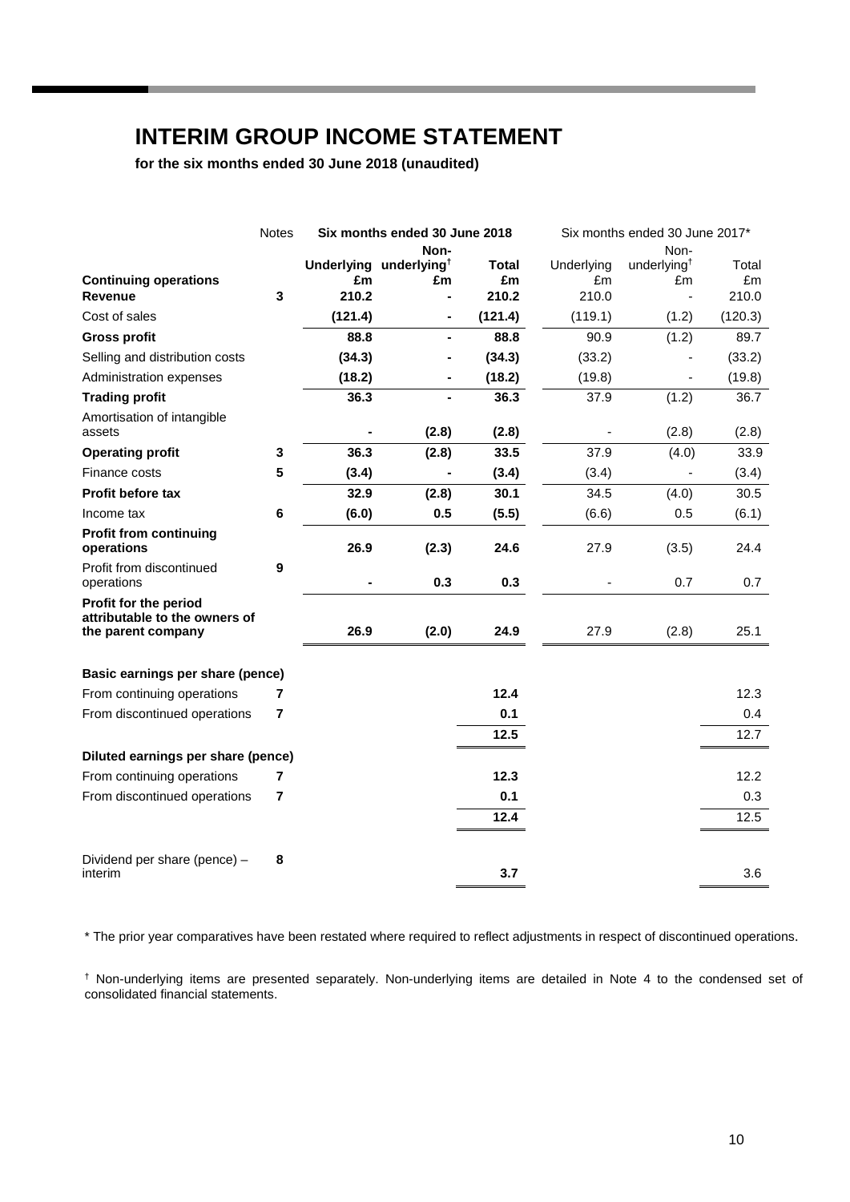# INTERIM GROUP INCOME STATEMENT

**for the six months ended 30 June 2018 (unaudited)**

| | Notes | **Six months ended 30 June 2018** | | | Six months ended 30 June 2017* | | |
|---|---|---|---|---|---|---|---|
| | | **Underlying** | **Non-underlying†** | **Total** | Underlying | Non-underlying† | Total |
| **Continuing operations** | | **£m** | **£m** | **£m** | £m | £m | £m |
| **Revenue** | **3** | **210.2** | **-** | **210.2** | 210.0 | - | 210.0 |
| Cost of sales | | **(121.4)** | **-** | **(121.4)** | (119.1) | (1.2) | (120.3) |
| **Gross profit** | | **88.8** | **-** | **88.8** | 90.9 | (1.2) | 89.7 |
| Selling and distribution costs | | **(34.3)** | **-** | **(34.3)** | (33.2) | - | (33.2) |
| Administration expenses | | **(18.2)** | **-** | **(18.2)** | (19.8) | - | (19.8) |
| **Trading profit** | | **36.3** | **-** | **36.3** | 37.9 | (1.2) | 36.7 |
| Amortisation of intangible assets | | **-** | **(2.8)** | **(2.8)** | - | (2.8) | (2.8) |
| **Operating profit** | **3** | **36.3** | **(2.8)** | **33.5** | 37.9 | (4.0) | 33.9 |
| Finance costs | **5** | **(3.4)** | **-** | **(3.4)** | (3.4) | - | (3.4) |
| **Profit before tax** | | **32.9** | **(2.8)** | **30.1** | 34.5 | (4.0) | 30.5 |
| Income tax | **6** | **(6.0)** | **0.5** | **(5.5)** | (6.6) | 0.5 | (6.1) |
| **Profit from continuing operations** | | **26.9** | **(2.3)** | **24.6** | 27.9 | (3.5) | 24.4 |
| Profit from discontinued operations | **9** | **-** | **0.3** | **0.3** | - | 0.7 | 0.7 |
| **Profit for the period attributable to the owners of the parent company** | | **26.9** | **(2.0)** | **24.9** | 27.9 | (2.8) | 25.1 |
| | | | | | | | |
| **Basic earnings per share (pence)** | | | | | | | |
| From continuing operations | **7** | | | **12.4** | | | 12.3 |
| From discontinued operations | **7** | | | **0.1** | | | 0.4 |
| | | | | **12.5** | | | 12.7 |
| **Diluted earnings per share (pence)** | | | | | | | |
| From continuing operations | **7** | | | **12.3** | | | 12.2 |
| From discontinued operations | **7** | | | **0.1** | | | 0.3 |
| | | | | **12.4** | | | 12.5 |
| | | | | | | | |
| Dividend per share (pence) – interim | **8** | | | **3.7** | | | 3.6 |

\* The prior year comparatives have been restated where required to reflect adjustments in respect of discontinued operations.

† Non-underlying items are presented separately. Non-underlying items are detailed in Note 4 to the condensed set of consolidated financial statements.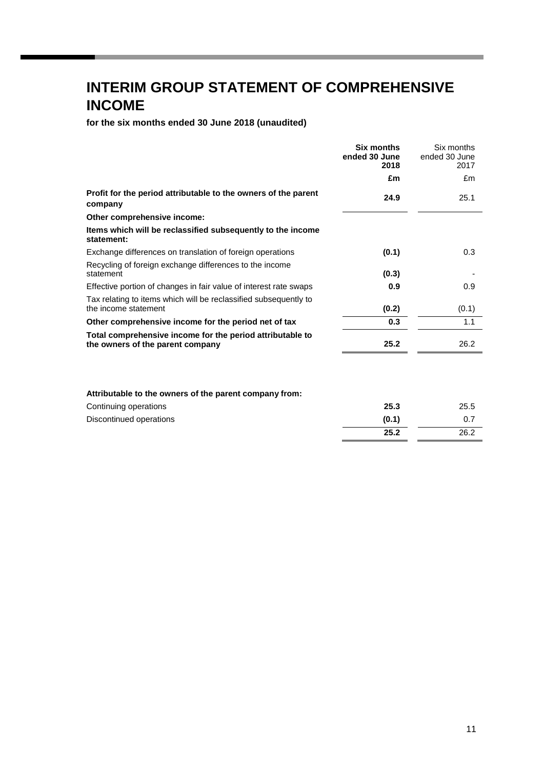# INTERIM GROUP STATEMENT OF COMPREHENSIVE INCOME

**for the six months ended 30 June 2018 (unaudited)**

| | **Six months ended 30 June 2018** | Six months ended 30 June 2017 |
|---|---|---|
| | **£m** | £m |
| **Profit for the period attributable to the owners of the parent company** | **24.9** | 25.1 |
| **Other comprehensive income:** | | |
| **Items which will be reclassified subsequently to the income statement:** | | |
| Exchange differences on translation of foreign operations | **(0.1)** | 0.3 |
| Recycling of foreign exchange differences to the income statement | **(0.3)** | - |
| Effective portion of changes in fair value of interest rate swaps | **0.9** | 0.9 |
| Tax relating to items which will be reclassified subsequently to the income statement | **(0.2)** | (0.1) |
| **Other comprehensive income for the period net of tax** | **0.3** | 1.1 |
| **Total comprehensive income for the period attributable to the owners of the parent company** | **25.2** | 26.2 |

| **Attributable to the owners of the parent company from:** | | |
|---|---|---|
| Continuing operations | **25.3** | 25.5 |
| Discontinued operations | **(0.1)** | 0.7 |
| | **25.2** | 26.2 |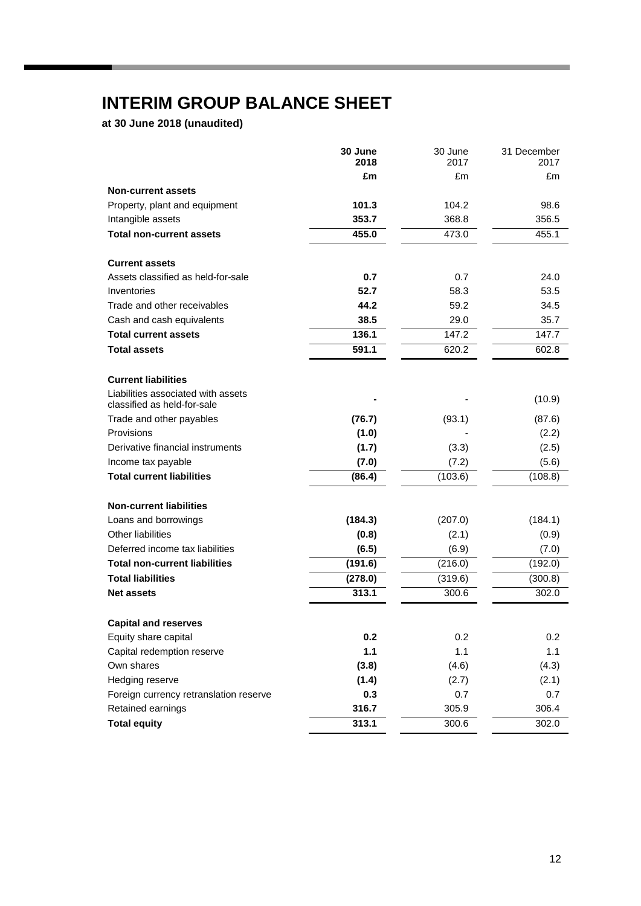# INTERIM GROUP BALANCE SHEET

**at 30 June 2018 (unaudited)**

| | **30 June 2018** | 30 June 2017 | 31 December 2017 |
|---|---|---|---|
| | **£m** | £m | £m |
| **Non-current assets** | | | |
| Property, plant and equipment | **101.3** | 104.2 | 98.6 |
| Intangible assets | **353.7** | 368.8 | 356.5 |
| **Total non-current assets** | **455.0** | 473.0 | 455.1 |
| | | | |
| **Current assets** | | | |
| Assets classified as held-for-sale | **0.7** | 0.7 | 24.0 |
| Inventories | **52.7** | 58.3 | 53.5 |
| Trade and other receivables | **44.2** | 59.2 | 34.5 |
| Cash and cash equivalents | **38.5** | 29.0 | 35.7 |
| **Total current assets** | **136.1** | 147.2 | 147.7 |
| **Total assets** | **591.1** | 620.2 | 602.8 |
| | | | |
| **Current liabilities** | | | |
| Liabilities associated with assets classified as held-for-sale | **-** | - | (10.9) |
| Trade and other payables | **(76.7)** | (93.1) | (87.6) |
| Provisions | **(1.0)** | - | (2.2) |
| Derivative financial instruments | **(1.7)** | (3.3) | (2.5) |
| Income tax payable | **(7.0)** | (7.2) | (5.6) |
| **Total current liabilities** | **(86.4)** | (103.6) | (108.8) |
| | | | |
| **Non-current liabilities** | | | |
| Loans and borrowings | **(184.3)** | (207.0) | (184.1) |
| Other liabilities | **(0.8)** | (2.1) | (0.9) |
| Deferred income tax liabilities | **(6.5)** | (6.9) | (7.0) |
| **Total non-current liabilities** | **(191.6)** | (216.0) | (192.0) |
| **Total liabilities** | **(278.0)** | (319.6) | (300.8) |
| **Net assets** | **313.1** | 300.6 | 302.0 |
| | | | |
| **Capital and reserves** | | | |
| Equity share capital | **0.2** | 0.2 | 0.2 |
| Capital redemption reserve | **1.1** | 1.1 | 1.1 |
| Own shares | **(3.8)** | (4.6) | (4.3) |
| Hedging reserve | **(1.4)** | (2.7) | (2.1) |
| Foreign currency retranslation reserve | **0.3** | 0.7 | 0.7 |
| Retained earnings | **316.7** | 305.9 | 306.4 |
| **Total equity** | **313.1** | 300.6 | 302.0 |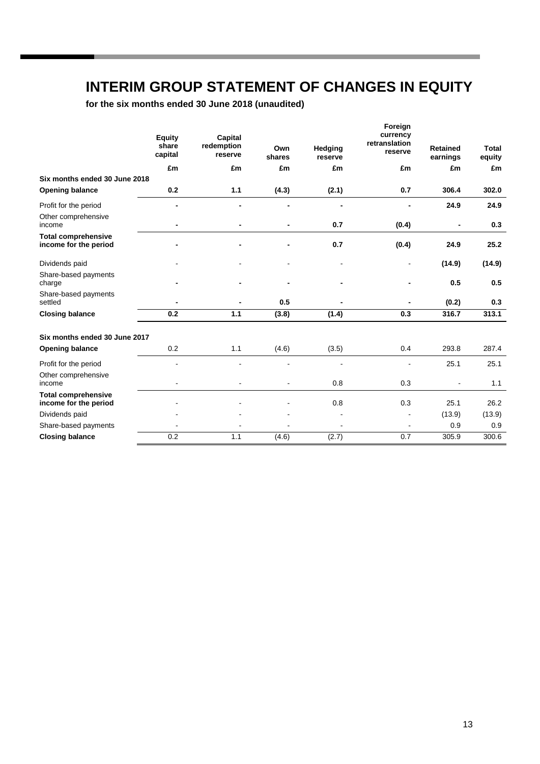# INTERIM GROUP STATEMENT OF CHANGES IN EQUITY

**for the six months ended 30 June 2018 (unaudited)**

| | Equity share capital | Capital redemption reserve | Own shares | Hedging reserve | Foreign currency retranslation reserve | Retained earnings | Total equity |
|---|---|---|---|---|---|---|---|
| | £m | £m | £m | £m | £m | £m | £m |
| **Six months ended 30 June 2018** | | | | | | | |
| **Opening balance** | **0.2** | **1.1** | **(4.3)** | **(2.1)** | **0.7** | **306.4** | **302.0** |
| Profit for the period | **-** | **-** | **-** | **-** | **-** | **24.9** | **24.9** |
| Other comprehensive income | **-** | **-** | **-** | **0.7** | **(0.4)** | **-** | **0.3** |
| **Total comprehensive income for the period** | **-** | **-** | **-** | **0.7** | **(0.4)** | **24.9** | **25.2** |
| Dividends paid | - | - | - | - | - | **(14.9)** | **(14.9)** |
| Share-based payments charge | **-** | **-** | **-** | **-** | **-** | **0.5** | **0.5** |
| Share-based payments settled | **-** | **-** | **0.5** | **-** | **-** | **(0.2)** | **0.3** |
| **Closing balance** | **0.2** | **1.1** | **(3.8)** | **(1.4)** | **0.3** | **316.7** | **313.1** |
| **Six months ended 30 June 2017** | | | | | | | |
| **Opening balance** | 0.2 | 1.1 | (4.6) | (3.5) | 0.4 | 293.8 | 287.4 |
| Profit for the period | - | - | - | - | - | 25.1 | 25.1 |
| Other comprehensive income | - | - | - | 0.8 | 0.3 | - | 1.1 |
| **Total comprehensive income for the period** | - | - | - | 0.8 | 0.3 | 25.1 | 26.2 |
| Dividends paid | - | - | - | - | - | (13.9) | (13.9) |
| Share-based payments | - | - | - | - | - | 0.9 | 0.9 |
| **Closing balance** | 0.2 | 1.1 | (4.6) | (2.7) | 0.7 | 305.9 | 300.6 |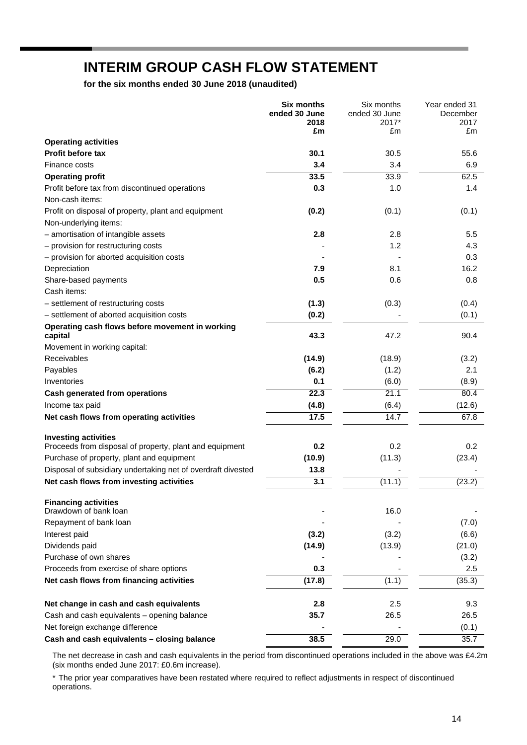# INTERIM GROUP CASH FLOW STATEMENT

**for the six months ended 30 June 2018 (unaudited)**

| | **Six months ended 30 June 2018 £m** | Six months ended 30 June 2017* £m | Year ended 31 December 2017 £m |
|---|---|---|---|
| **Operating activities** | | | |
| **Profit before tax** | **30.1** | 30.5 | 55.6 |
| Finance costs | **3.4** | 3.4 | 6.9 |
| **Operating profit** | **33.5** | 33.9 | 62.5 |
| Profit before tax from discontinued operations | **0.3** | 1.0 | 1.4 |
| Non-cash items: | | | |
| Profit on disposal of property, plant and equipment | **(0.2)** | (0.1) | (0.1) |
| Non-underlying items: | | | |
| – amortisation of intangible assets | **2.8** | 2.8 | 5.5 |
| – provision for restructuring costs | **-** | 1.2 | 4.3 |
| – provision for aborted acquisition costs | **-** | - | 0.3 |
| Depreciation | **7.9** | 8.1 | 16.2 |
| Share-based payments | **0.5** | 0.6 | 0.8 |
| Cash items: | | | |
| – settlement of restructuring costs | **(1.3)** | (0.3) | (0.4) |
| – settlement of aborted acquisition costs | **(0.2)** | - | (0.1) |
| **Operating cash flows before movement in working capital** | **43.3** | 47.2 | 90.4 |
| Movement in working capital: | | | |
| Receivables | **(14.9)** | (18.9) | (3.2) |
| Payables | **(6.2)** | (1.2) | 2.1 |
| Inventories | **0.1** | (6.0) | (8.9) |
| **Cash generated from operations** | **22.3** | 21.1 | 80.4 |
| Income tax paid | **(4.8)** | (6.4) | (12.6) |
| **Net cash flows from operating activities** | **17.5** | 14.7 | 67.8 |
| **Investing activities** | | | |
| Proceeds from disposal of property, plant and equipment | **0.2** | 0.2 | 0.2 |
| Purchase of property, plant and equipment | **(10.9)** | (11.3) | (23.4) |
| Disposal of subsidiary undertaking net of overdraft divested | **13.8** | - | - |
| **Net cash flows from investing activities** | **3.1** | (11.1) | (23.2) |
| **Financing activities** | | | |
| Drawdown of bank loan | **-** | 16.0 | - |
| Repayment of bank loan | **-** | - | (7.0) |
| Interest paid | **(3.2)** | (3.2) | (6.6) |
| Dividends paid | **(14.9)** | (13.9) | (21.0) |
| Purchase of own shares | **-** | - | (3.2) |
| Proceeds from exercise of share options | **0.3** | - | 2.5 |
| **Net cash flows from financing activities** | **(17.8)** | (1.1) | (35.3) |
| **Net change in cash and cash equivalents** | **2.8** | 2.5 | 9.3 |
| Cash and cash equivalents – opening balance | **35.7** | 26.5 | 26.5 |
| Net foreign exchange difference | **-** | - | (0.1) |
| **Cash and cash equivalents – closing balance** | **38.5** | 29.0 | 35.7 |

The net decrease in cash and cash equivalents in the period from discontinued operations included in the above was £4.2m (six months ended June 2017: £0.6m increase).

\* The prior year comparatives have been restated where required to reflect adjustments in respect of discontinued operations.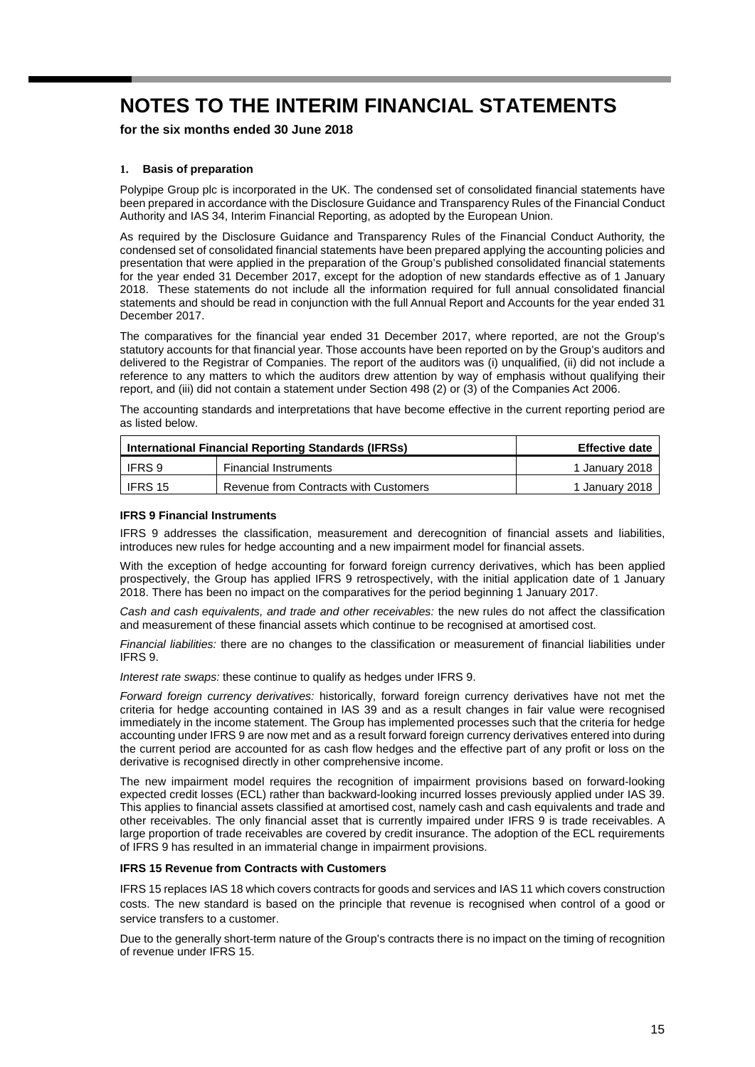# NOTES TO THE INTERIM FINANCIAL STATEMENTS

**for the six months ended 30 June 2018**

**1. Basis of preparation**

Polypipe Group plc is incorporated in the UK. The condensed set of consolidated financial statements have been prepared in accordance with the Disclosure Guidance and Transparency Rules of the Financial Conduct Authority and IAS 34, Interim Financial Reporting, as adopted by the European Union.

As required by the Disclosure Guidance and Transparency Rules of the Financial Conduct Authority, the condensed set of consolidated financial statements have been prepared applying the accounting policies and presentation that were applied in the preparation of the Group's published consolidated financial statements for the year ended 31 December 2017, except for the adoption of new standards effective as of 1 January 2018. These statements do not include all the information required for full annual consolidated financial statements and should be read in conjunction with the full Annual Report and Accounts for the year ended 31 December 2017.

The comparatives for the financial year ended 31 December 2017, where reported, are not the Group's statutory accounts for that financial year. Those accounts have been reported on by the Group's auditors and delivered to the Registrar of Companies. The report of the auditors was (i) unqualified, (ii) did not include a reference to any matters to which the auditors drew attention by way of emphasis without qualifying their report, and (iii) did not contain a statement under Section 498 (2) or (3) of the Companies Act 2006.

The accounting standards and interpretations that have become effective in the current reporting period are as listed below.

| International Financial Reporting Standards (IFRSs) | | Effective date |
|---|---|---|
| IFRS 9 | Financial Instruments | 1 January 2018 |
| IFRS 15 | Revenue from Contracts with Customers | 1 January 2018 |

**IFRS 9 Financial Instruments**

IFRS 9 addresses the classification, measurement and derecognition of financial assets and liabilities, introduces new rules for hedge accounting and a new impairment model for financial assets.

With the exception of hedge accounting for forward foreign currency derivatives, which has been applied prospectively, the Group has applied IFRS 9 retrospectively, with the initial application date of 1 January 2018. There has been no impact on the comparatives for the period beginning 1 January 2017.

*Cash and cash equivalents, and trade and other receivables:* the new rules do not affect the classification and measurement of these financial assets which continue to be recognised at amortised cost.

*Financial liabilities:* there are no changes to the classification or measurement of financial liabilities under IFRS 9.

*Interest rate swaps:* these continue to qualify as hedges under IFRS 9.

*Forward foreign currency derivatives:* historically, forward foreign currency derivatives have not met the criteria for hedge accounting contained in IAS 39 and as a result changes in fair value were recognised immediately in the income statement. The Group has implemented processes such that the criteria for hedge accounting under IFRS 9 are now met and as a result forward foreign currency derivatives entered into during the current period are accounted for as cash flow hedges and the effective part of any profit or loss on the derivative is recognised directly in other comprehensive income.

The new impairment model requires the recognition of impairment provisions based on forward-looking expected credit losses (ECL) rather than backward-looking incurred losses previously applied under IAS 39. This applies to financial assets classified at amortised cost, namely cash and cash equivalents and trade and other receivables. The only financial asset that is currently impaired under IFRS 9 is trade receivables. A large proportion of trade receivables are covered by credit insurance. The adoption of the ECL requirements of IFRS 9 has resulted in an immaterial change in impairment provisions.

**IFRS 15 Revenue from Contracts with Customers**

IFRS 15 replaces IAS 18 which covers contracts for goods and services and IAS 11 which covers construction costs. The new standard is based on the principle that revenue is recognised when control of a good or service transfers to a customer.

Due to the generally short-term nature of the Group's contracts there is no impact on the timing of recognition of revenue under IFRS 15.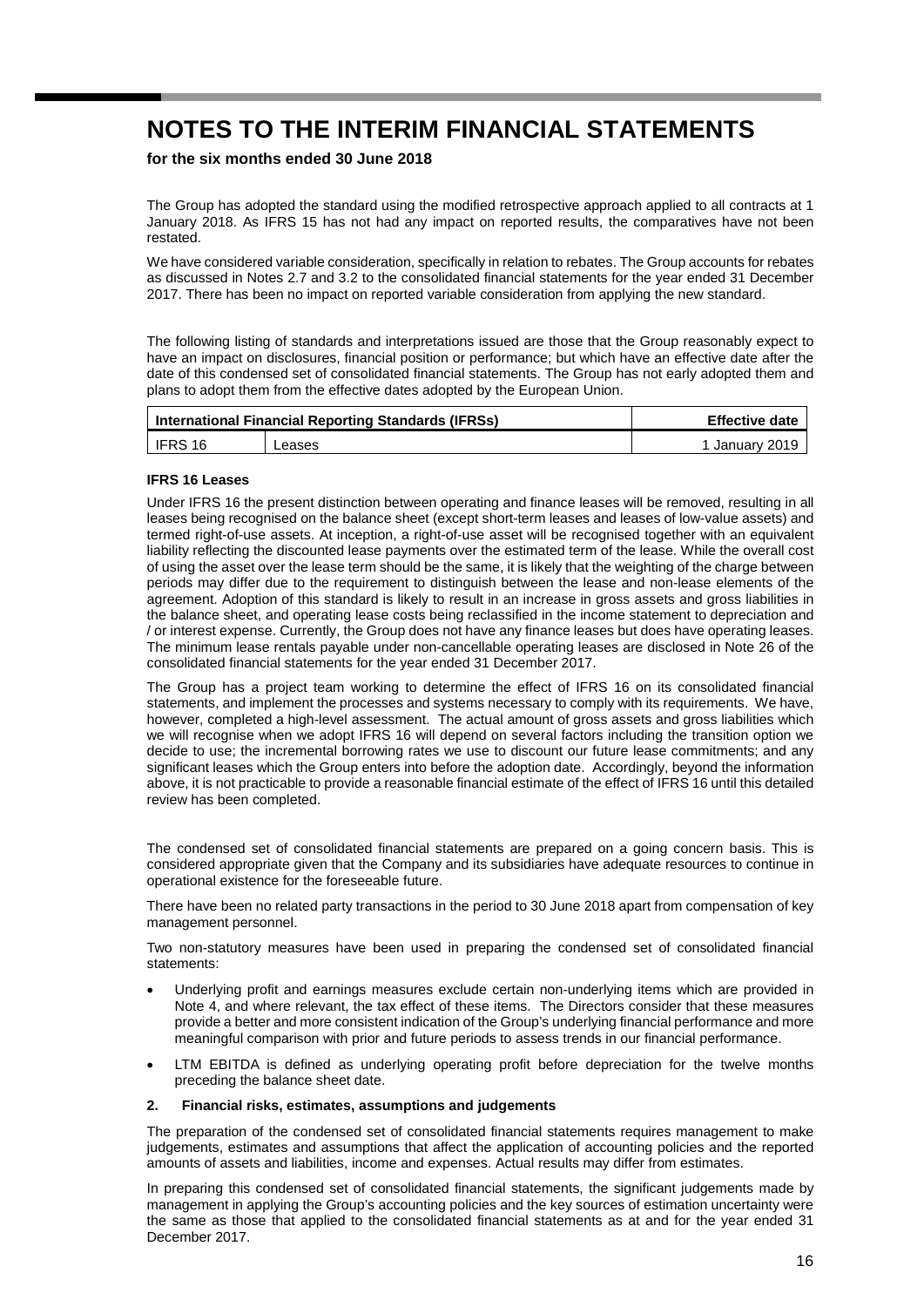# NOTES TO THE INTERIM FINANCIAL STATEMENTS

**for the six months ended 30 June 2018**

The Group has adopted the standard using the modified retrospective approach applied to all contracts at 1 January 2018. As IFRS 15 has not had any impact on reported results, the comparatives have not been restated.

We have considered variable consideration, specifically in relation to rebates. The Group accounts for rebates as discussed in Notes 2.7 and 3.2 to the consolidated financial statements for the year ended 31 December 2017. There has been no impact on reported variable consideration from applying the new standard.

The following listing of standards and interpretations issued are those that the Group reasonably expect to have an impact on disclosures, financial position or performance; but which have an effective date after the date of this condensed set of consolidated financial statements. The Group has not early adopted them and plans to adopt them from the effective dates adopted by the European Union.

| International Financial Reporting Standards (IFRSs) | | Effective date |
|---|---|---|
| IFRS 16 | Leases | 1 January 2019 |

**IFRS 16 Leases**

Under IFRS 16 the present distinction between operating and finance leases will be removed, resulting in all leases being recognised on the balance sheet (except short-term leases and leases of low-value assets) and termed right-of-use assets. At inception, a right-of-use asset will be recognised together with an equivalent liability reflecting the discounted lease payments over the estimated term of the lease. While the overall cost of using the asset over the lease term should be the same, it is likely that the weighting of the charge between periods may differ due to the requirement to distinguish between the lease and non-lease elements of the agreement. Adoption of this standard is likely to result in an increase in gross assets and gross liabilities in the balance sheet, and operating lease costs being reclassified in the income statement to depreciation and / or interest expense. Currently, the Group does not have any finance leases but does have operating leases. The minimum lease rentals payable under non-cancellable operating leases are disclosed in Note 26 of the consolidated financial statements for the year ended 31 December 2017.

The Group has a project team working to determine the effect of IFRS 16 on its consolidated financial statements, and implement the processes and systems necessary to comply with its requirements. We have, however, completed a high-level assessment. The actual amount of gross assets and gross liabilities which we will recognise when we adopt IFRS 16 will depend on several factors including the transition option we decide to use; the incremental borrowing rates we use to discount our future lease commitments; and any significant leases which the Group enters into before the adoption date. Accordingly, beyond the information above, it is not practicable to provide a reasonable financial estimate of the effect of IFRS 16 until this detailed review has been completed.

The condensed set of consolidated financial statements are prepared on a going concern basis. This is considered appropriate given that the Company and its subsidiaries have adequate resources to continue in operational existence for the foreseeable future.

There have been no related party transactions in the period to 30 June 2018 apart from compensation of key management personnel.

Two non-statutory measures have been used in preparing the condensed set of consolidated financial statements:

- Underlying profit and earnings measures exclude certain non-underlying items which are provided in Note 4, and where relevant, the tax effect of these items. The Directors consider that these measures provide a better and more consistent indication of the Group's underlying financial performance and more meaningful comparison with prior and future periods to assess trends in our financial performance.
- LTM EBITDA is defined as underlying operating profit before depreciation for the twelve months preceding the balance sheet date.

## 2. Financial risks, estimates, assumptions and judgements

The preparation of the condensed set of consolidated financial statements requires management to make judgements, estimates and assumptions that affect the application of accounting policies and the reported amounts of assets and liabilities, income and expenses. Actual results may differ from estimates.

In preparing this condensed set of consolidated financial statements, the significant judgements made by management in applying the Group's accounting policies and the key sources of estimation uncertainty were the same as those that applied to the consolidated financial statements as at and for the year ended 31 December 2017.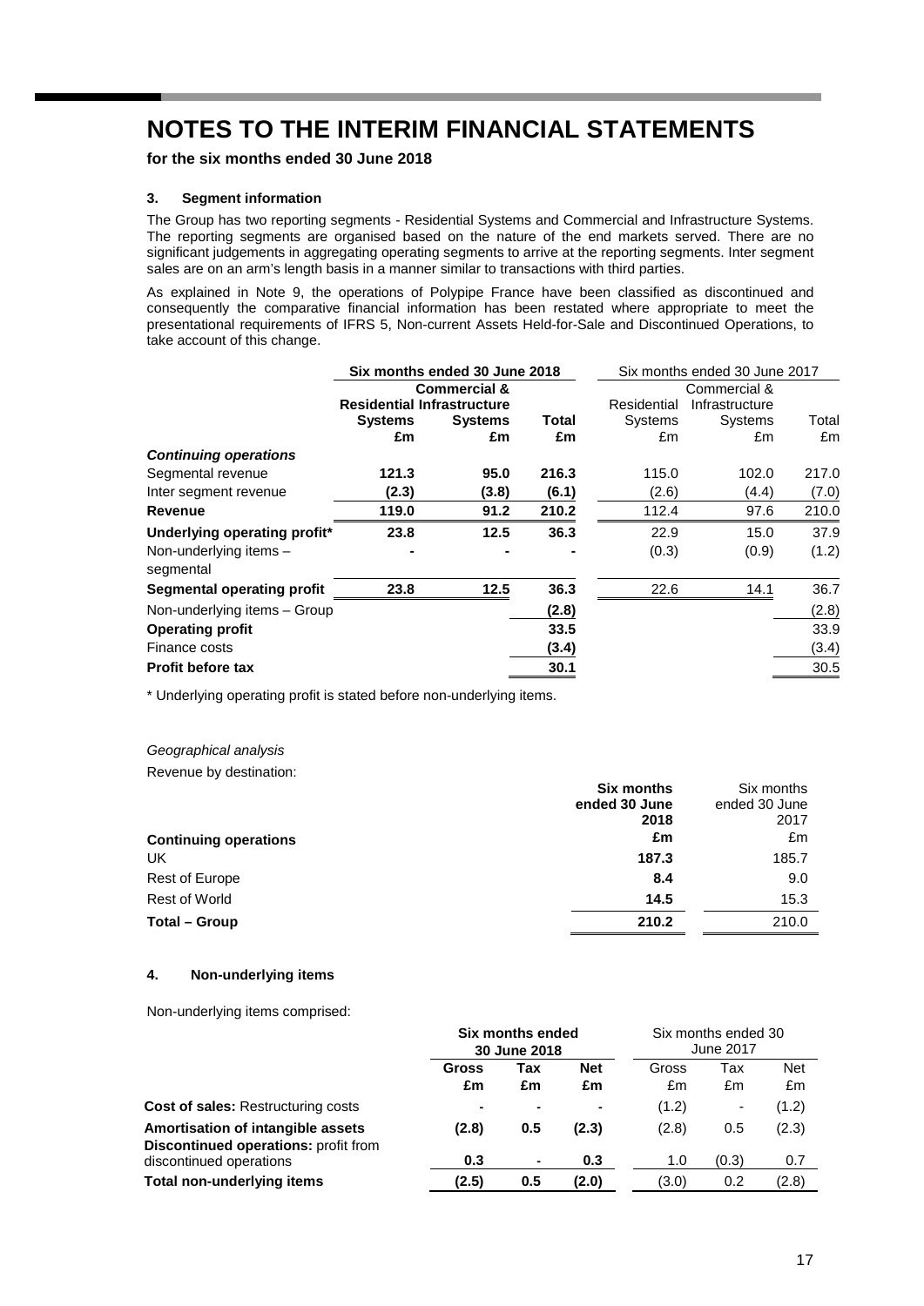# NOTES TO THE INTERIM FINANCIAL STATEMENTS

**for the six months ended 30 June 2018**

### 3. Segment information

The Group has two reporting segments - Residential Systems and Commercial and Infrastructure Systems. The reporting segments are organised based on the nature of the end markets served. There are no significant judgements in aggregating operating segments to arrive at the reporting segments. Inter segment sales are on an arm's length basis in a manner similar to transactions with third parties.

As explained in Note 9, the operations of Polypipe France have been classified as discontinued and consequently the comparative financial information has been restated where appropriate to meet the presentational requirements of IFRS 5, Non-current Assets Held-for-Sale and Discontinued Operations, to take account of this change.

| | **Six months ended 30 June 2018** | | | Six months ended 30 June 2017 | | |
|---|---|---|---|---|---|---|
| | **Residential Systems £m** | **Commercial & Infrastructure Systems £m** | **Total £m** | Residential Systems £m | Commercial & Infrastructure Systems £m | Total £m |
| ***Continuing operations*** | | | | | | |
| Segmental revenue | **121.3** | **95.0** | **216.3** | 115.0 | 102.0 | 217.0 |
| Inter segment revenue | **(2.3)** | **(3.8)** | **(6.1)** | (2.6) | (4.4) | (7.0) |
| **Revenue** | **119.0** | **91.2** | **210.2** | 112.4 | 97.6 | 210.0 |
| **Underlying operating profit*** | **23.8** | **12.5** | **36.3** | 22.9 | 15.0 | 37.9 |
| Non-underlying items – segmental | **-** | **-** | **-** | (0.3) | (0.9) | (1.2) |
| **Segmental operating profit** | **23.8** | **12.5** | **36.3** | 22.6 | 14.1 | 36.7 |
| Non-underlying items – Group | | | **(2.8)** | | | (2.8) |
| **Operating profit** | | | **33.5** | | | 33.9 |
| Finance costs | | | **(3.4)** | | | (3.4) |
| **Profit before tax** | | | **30.1** | | | 30.5 |

\* Underlying operating profit is stated before non-underlying items.

*Geographical analysis*

Revenue by destination:

| **Continuing operations** | **Six months ended 30 June 2018 £m** | Six months ended 30 June 2017 £m |
|---|---|---|
| UK | **187.3** | 185.7 |
| Rest of Europe | **8.4** | 9.0 |
| Rest of World | **14.5** | 15.3 |
| **Total – Group** | **210.2** | 210.0 |

### 4. Non-underlying items

Non-underlying items comprised:

| | **Six months ended 30 June 2018** | | | Six months ended 30 June 2017 | | |
|---|---|---|---|---|---|---|
| | **Gross £m** | **Tax £m** | **Net £m** | Gross £m | Tax £m | Net £m |
| **Cost of sales:** Restructuring costs | **-** | **-** | **-** | (1.2) | - | (1.2) |
| **Amortisation of intangible assets** | **(2.8)** | **0.5** | **(2.3)** | (2.8) | 0.5 | (2.3) |
| **Discontinued operations:** profit from discontinued operations | **0.3** | **-** | **0.3** | 1.0 | (0.3) | 0.7 |
| **Total non-underlying items** | **(2.5)** | **0.5** | **(2.0)** | (3.0) | 0.2 | (2.8) |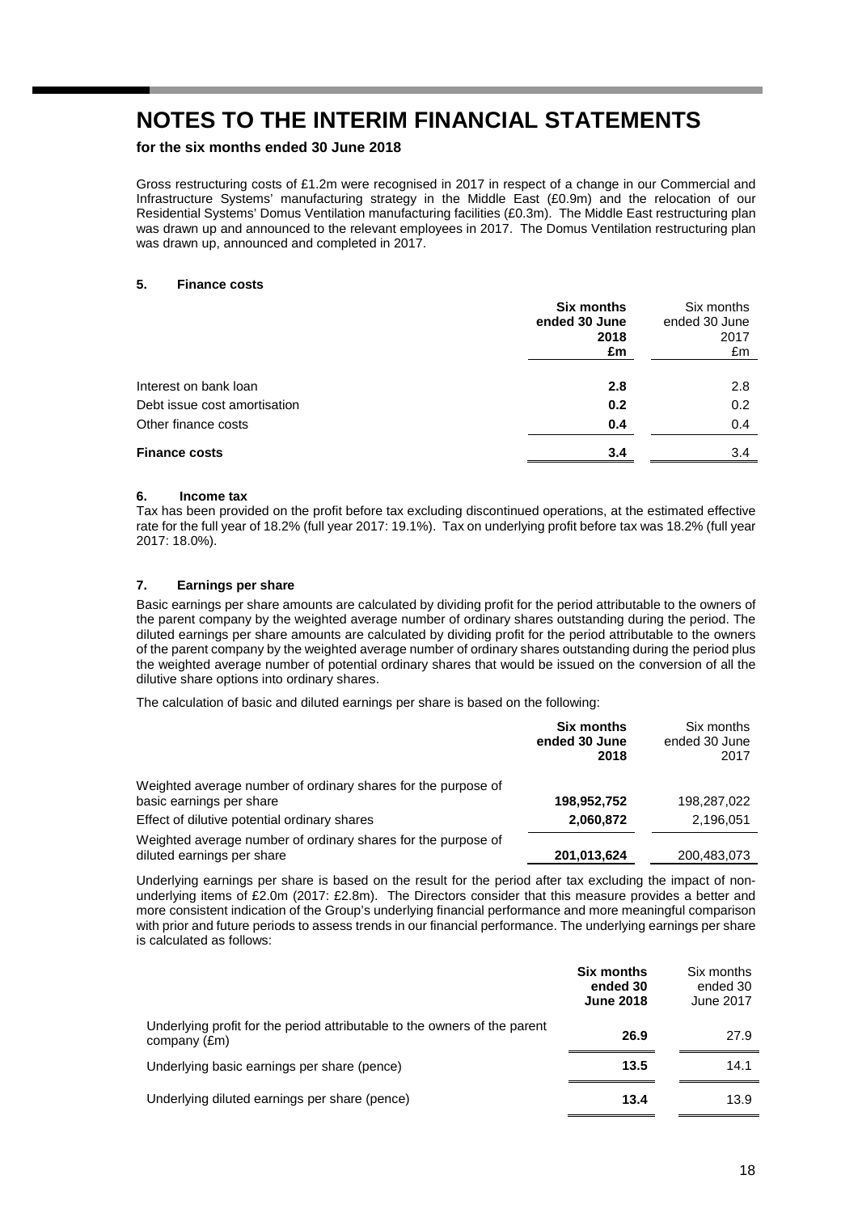# NOTES TO THE INTERIM FINANCIAL STATEMENTS

**for the six months ended 30 June 2018**

Gross restructuring costs of £1.2m were recognised in 2017 in respect of a change in our Commercial and Infrastructure Systems' manufacturing strategy in the Middle East (£0.9m) and the relocation of our Residential Systems' Domus Ventilation manufacturing facilities (£0.3m). The Middle East restructuring plan was drawn up and announced to the relevant employees in 2017. The Domus Ventilation restructuring plan was drawn up, announced and completed in 2017.

**5. Finance costs**

| | **Six months ended 30 June 2018 £m** | Six months ended 30 June 2017 £m |
|---|---|---|
| Interest on bank loan | **2.8** | 2.8 |
| Debt issue cost amortisation | **0.2** | 0.2 |
| Other finance costs | **0.4** | 0.4 |
| **Finance costs** | **3.4** | 3.4 |

**6. Income tax**

Tax has been provided on the profit before tax excluding discontinued operations, at the estimated effective rate for the full year of 18.2% (full year 2017: 19.1%). Tax on underlying profit before tax was 18.2% (full year 2017: 18.0%).

**7. Earnings per share**

Basic earnings per share amounts are calculated by dividing profit for the period attributable to the owners of the parent company by the weighted average number of ordinary shares outstanding during the period. The diluted earnings per share amounts are calculated by dividing profit for the period attributable to the owners of the parent company by the weighted average number of ordinary shares outstanding during the period plus the weighted average number of potential ordinary shares that would be issued on the conversion of all the dilutive share options into ordinary shares.

The calculation of basic and diluted earnings per share is based on the following:

| | **Six months ended 30 June 2018** | Six months ended 30 June 2017 |
|---|---|---|
| Weighted average number of ordinary shares for the purpose of basic earnings per share | **198,952,752** | 198,287,022 |
| Effect of dilutive potential ordinary shares | **2,060,872** | 2,196,051 |
| Weighted average number of ordinary shares for the purpose of diluted earnings per share | **201,013,624** | 200,483,073 |

Underlying earnings per share is based on the result for the period after tax excluding the impact of non-underlying items of £2.0m (2017: £2.8m). The Directors consider that this measure provides a better and more consistent indication of the Group's underlying financial performance and more meaningful comparison with prior and future periods to assess trends in our financial performance. The underlying earnings per share is calculated as follows:

| | **Six months ended 30 June 2018** | Six months ended 30 June 2017 |
|---|---|---|
| Underlying profit for the period attributable to the owners of the parent company (£m) | **26.9** | 27.9 |
| Underlying basic earnings per share (pence) | **13.5** | 14.1 |
| Underlying diluted earnings per share (pence) | **13.4** | 13.9 |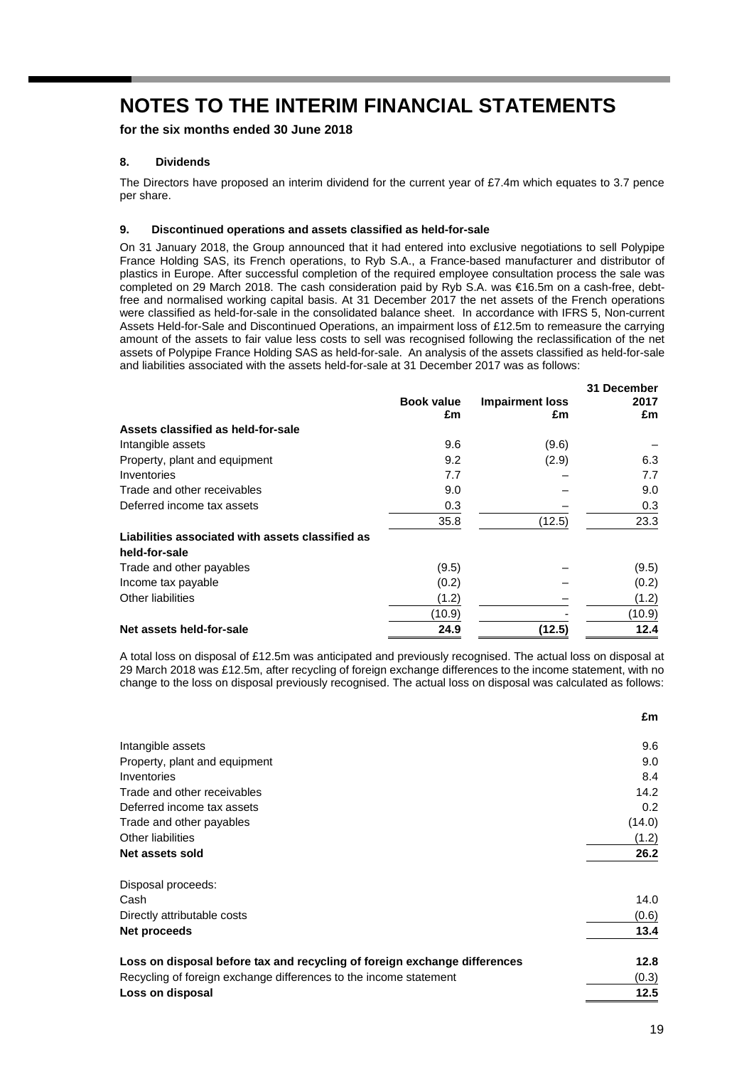# NOTES TO THE INTERIM FINANCIAL STATEMENTS

**for the six months ended 30 June 2018**

### 8. Dividends

The Directors have proposed an interim dividend for the current year of £7.4m which equates to 3.7 pence per share.

### 9. Discontinued operations and assets classified as held-for-sale

On 31 January 2018, the Group announced that it had entered into exclusive negotiations to sell Polypipe France Holding SAS, its French operations, to Ryb S.A., a France-based manufacturer and distributor of plastics in Europe. After successful completion of the required employee consultation process the sale was completed on 29 March 2018. The cash consideration paid by Ryb S.A. was €16.5m on a cash-free, debt-free and normalised working capital basis. At 31 December 2017 the net assets of the French operations were classified as held-for-sale in the consolidated balance sheet. In accordance with IFRS 5, Non-current Assets Held-for-Sale and Discontinued Operations, an impairment loss of £12.5m to remeasure the carrying amount of the assets to fair value less costs to sell was recognised following the reclassification of the net assets of Polypipe France Holding SAS as held-for-sale. An analysis of the assets classified as held-for-sale and liabilities associated with the assets held-for-sale at 31 December 2017 was as follows:

| | Book value £m | Impairment loss £m | 31 December 2017 £m |
|---|---|---|---|
| **Assets classified as held-for-sale** | | | |
| Intangible assets | 9.6 | (9.6) | – |
| Property, plant and equipment | 9.2 | (2.9) | 6.3 |
| Inventories | 7.7 | – | 7.7 |
| Trade and other receivables | 9.0 | – | 9.0 |
| Deferred income tax assets | 0.3 | – | 0.3 |
| | 35.8 | (12.5) | 23.3 |
| **Liabilities associated with assets classified as held-for-sale** | | | |
| Trade and other payables | (9.5) | – | (9.5) |
| Income tax payable | (0.2) | – | (0.2) |
| Other liabilities | (1.2) | – | (1.2) |
| | (10.9) | - | (10.9) |
| **Net assets held-for-sale** | **24.9** | **(12.5)** | **12.4** |

A total loss on disposal of £12.5m was anticipated and previously recognised. The actual loss on disposal at 29 March 2018 was £12.5m, after recycling of foreign exchange differences to the income statement, with no change to the loss on disposal previously recognised. The actual loss on disposal was calculated as follows:

| | £m |
|---|---|
| Intangible assets | 9.6 |
| Property, plant and equipment | 9.0 |
| Inventories | 8.4 |
| Trade and other receivables | 14.2 |
| Deferred income tax assets | 0.2 |
| Trade and other payables | (14.0) |
| Other liabilities | (1.2) |
| **Net assets sold** | **26.2** |
| Disposal proceeds: | |
| Cash | 14.0 |
| Directly attributable costs | (0.6) |
| **Net proceeds** | **13.4** |
| **Loss on disposal before tax and recycling of foreign exchange differences** | **12.8** |
| Recycling of foreign exchange differences to the income statement | (0.3) |
| **Loss on disposal** | **12.5** |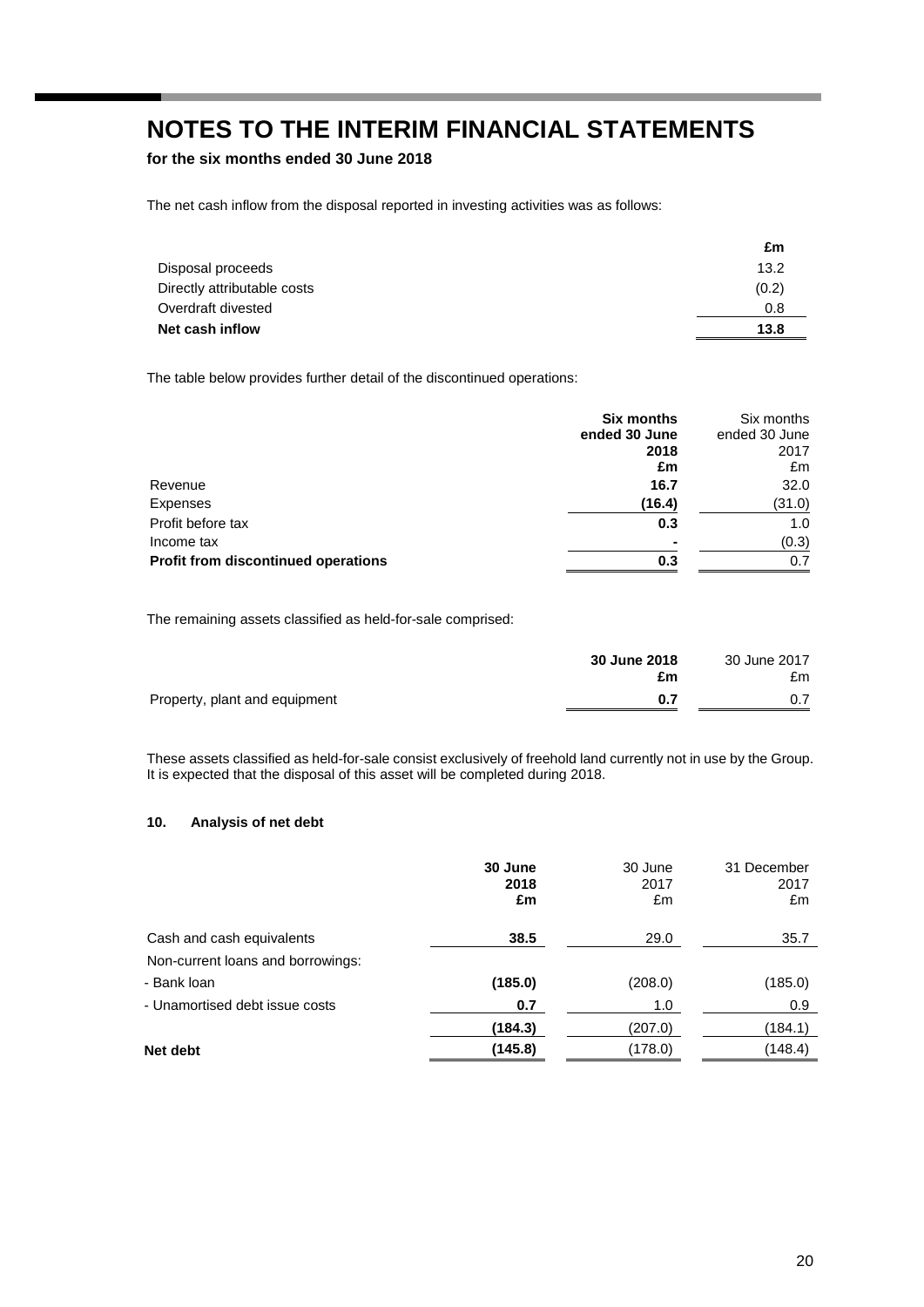# NOTES TO THE INTERIM FINANCIAL STATEMENTS

**for the six months ended 30 June 2018**

The net cash inflow from the disposal reported in investing activities was as follows:

| | £m |
|---|---|
| Disposal proceeds | 13.2 |
| Directly attributable costs | (0.2) |
| Overdraft divested | 0.8 |
| **Net cash inflow** | **13.8** |

The table below provides further detail of the discontinued operations:

| | **Six months ended 30 June 2018 £m** | Six months ended 30 June 2017 £m |
|---|---|---|
| Revenue | **16.7** | 32.0 |
| Expenses | **(16.4)** | (31.0) |
| Profit before tax | **0.3** | 1.0 |
| Income tax | **-** | (0.3) |
| **Profit from discontinued operations** | **0.3** | 0.7 |

The remaining assets classified as held-for-sale comprised:

| | **30 June 2018 £m** | 30 June 2017 £m |
|---|---|---|
| Property, plant and equipment | **0.7** | 0.7 |

These assets classified as held-for-sale consist exclusively of freehold land currently not in use by the Group. It is expected that the disposal of this asset will be completed during 2018.

### 10. Analysis of net debt

| | **30 June 2018 £m** | 30 June 2017 £m | 31 December 2017 £m |
|---|---|---|---|
| Cash and cash equivalents | **38.5** | 29.0 | 35.7 |
| Non-current loans and borrowings: | | | |
| - Bank loan | **(185.0)** | (208.0) | (185.0) |
| - Unamortised debt issue costs | **0.7** | 1.0 | 0.9 |
| | **(184.3)** | (207.0) | (184.1) |
| **Net debt** | **(145.8)** | (178.0) | (148.4) |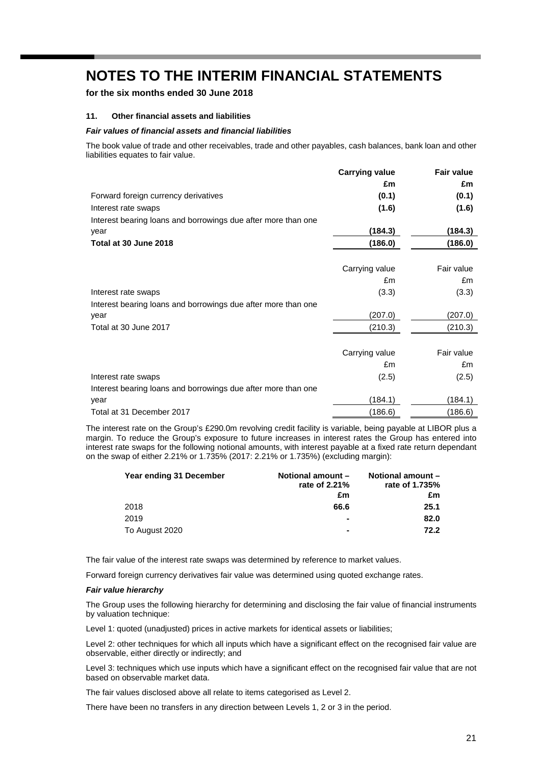# NOTES TO THE INTERIM FINANCIAL STATEMENTS

**for the six months ended 30 June 2018**

**11. Other financial assets and liabilities**

***Fair values of financial assets and financial liabilities***

The book value of trade and other receivables, trade and other payables, cash balances, bank loan and other liabilities equates to fair value.

| | **Carrying value** | **Fair value** |
|---|---|---|
| | **£m** | **£m** |
| Forward foreign currency derivatives | **(0.1)** | **(0.1)** |
| Interest rate swaps | **(1.6)** | **(1.6)** |
| Interest bearing loans and borrowings due after more than one year | **(184.3)** | **(184.3)** |
| **Total at 30 June 2018** | **(186.0)** | **(186.0)** |

| | Carrying value | Fair value |
|---|---|---|
| | £m | £m |
| Interest rate swaps | (3.3) | (3.3) |
| Interest bearing loans and borrowings due after more than one year | (207.0) | (207.0) |
| Total at 30 June 2017 | (210.3) | (210.3) |

| | Carrying value | Fair value |
|---|---|---|
| | £m | £m |
| Interest rate swaps | (2.5) | (2.5) |
| Interest bearing loans and borrowings due after more than one year | (184.1) | (184.1) |
| Total at 31 December 2017 | (186.6) | (186.6) |

The interest rate on the Group's £290.0m revolving credit facility is variable, being payable at LIBOR plus a margin. To reduce the Group's exposure to future increases in interest rates the Group has entered into interest rate swaps for the following notional amounts, with interest payable at a fixed rate return dependant on the swap of either 2.21% or 1.735% (2017: 2.21% or 1.735%) (excluding margin):

| Year ending 31 December | Notional amount – rate of 2.21% | Notional amount – rate of 1.735% |
|---|---|---|
| | £m | £m |
| 2018 | **66.6** | **25.1** |
| 2019 | **-** | **82.0** |
| To August 2020 | **-** | **72.2** |

The fair value of the interest rate swaps was determined by reference to market values.

Forward foreign currency derivatives fair value was determined using quoted exchange rates.

***Fair value hierarchy***

The Group uses the following hierarchy for determining and disclosing the fair value of financial instruments by valuation technique:

Level 1: quoted (unadjusted) prices in active markets for identical assets or liabilities;

Level 2: other techniques for which all inputs which have a significant effect on the recognised fair value are observable, either directly or indirectly; and

Level 3: techniques which use inputs which have a significant effect on the recognised fair value that are not based on observable market data.

The fair values disclosed above all relate to items categorised as Level 2.

There have been no transfers in any direction between Levels 1, 2 or 3 in the period.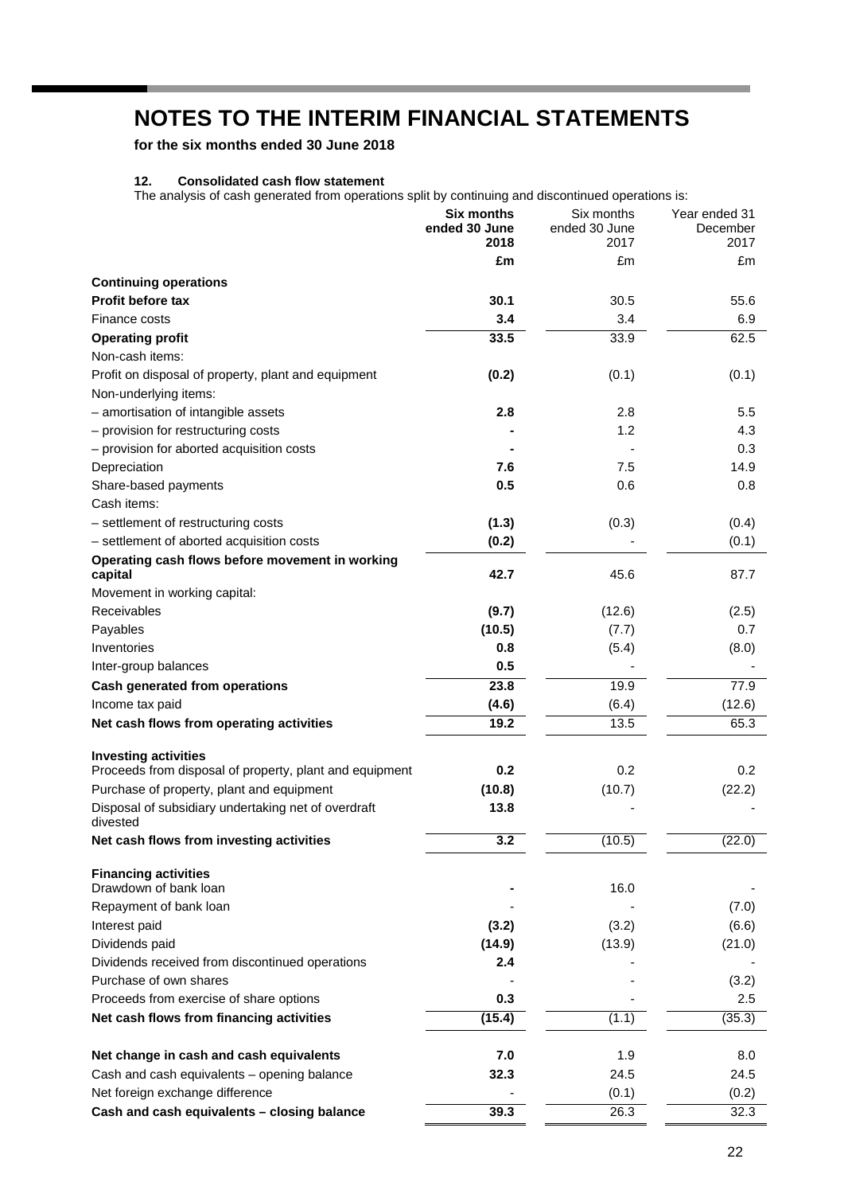# NOTES TO THE INTERIM FINANCIAL STATEMENTS

**for the six months ended 30 June 2018**

### 12. Consolidated cash flow statement

The analysis of cash generated from operations split by continuing and discontinued operations is:

| | **Six months ended 30 June 2018** | Six months ended 30 June 2017 | Year ended 31 December 2017 |
|---|---|---|---|
| | **£m** | £m | £m |
| **Continuing operations** | | | |
| **Profit before tax** | **30.1** | 30.5 | 55.6 |
| Finance costs | **3.4** | 3.4 | 6.9 |
| **Operating profit** | **33.5** | 33.9 | 62.5 |
| Non-cash items: | | | |
| Profit on disposal of property, plant and equipment | **(0.2)** | (0.1) | (0.1) |
| Non-underlying items: | | | |
| – amortisation of intangible assets | **2.8** | 2.8 | 5.5 |
| – provision for restructuring costs | **-** | 1.2 | 4.3 |
| – provision for aborted acquisition costs | **-** | - | 0.3 |
| Depreciation | **7.6** | 7.5 | 14.9 |
| Share-based payments | **0.5** | 0.6 | 0.8 |
| Cash items: | | | |
| – settlement of restructuring costs | **(1.3)** | (0.3) | (0.4) |
| – settlement of aborted acquisition costs | **(0.2)** | - | (0.1) |
| **Operating cash flows before movement in working capital** | **42.7** | 45.6 | 87.7 |
| Movement in working capital: | | | |
| Receivables | **(9.7)** | (12.6) | (2.5) |
| Payables | **(10.5)** | (7.7) | 0.7 |
| Inventories | **0.8** | (5.4) | (8.0) |
| Inter-group balances | **0.5** | - | - |
| **Cash generated from operations** | **23.8** | 19.9 | 77.9 |
| Income tax paid | **(4.6)** | (6.4) | (12.6) |
| **Net cash flows from operating activities** | **19.2** | 13.5 | 65.3 |
| **Investing activities** | | | |
| Proceeds from disposal of property, plant and equipment | **0.2** | 0.2 | 0.2 |
| Purchase of property, plant and equipment | **(10.8)** | (10.7) | (22.2) |
| Disposal of subsidiary undertaking net of overdraft divested | **13.8** | - | - |
| **Net cash flows from investing activities** | **3.2** | (10.5) | (22.0) |
| **Financing activities** | | | |
| Drawdown of bank loan | **-** | 16.0 | - |
| Repayment of bank loan | - | - | (7.0) |
| Interest paid | **(3.2)** | (3.2) | (6.6) |
| Dividends paid | **(14.9)** | (13.9) | (21.0) |
| Dividends received from discontinued operations | **2.4** | - | - |
| Purchase of own shares | - | - | (3.2) |
| Proceeds from exercise of share options | **0.3** | - | 2.5 |
| **Net cash flows from financing activities** | **(15.4)** | (1.1) | (35.3) |
| **Net change in cash and cash equivalents** | **7.0** | 1.9 | 8.0 |
| Cash and cash equivalents – opening balance | **32.3** | 24.5 | 24.5 |
| Net foreign exchange difference | - | (0.1) | (0.2) |
| **Cash and cash equivalents – closing balance** | **39.3** | 26.3 | 32.3 |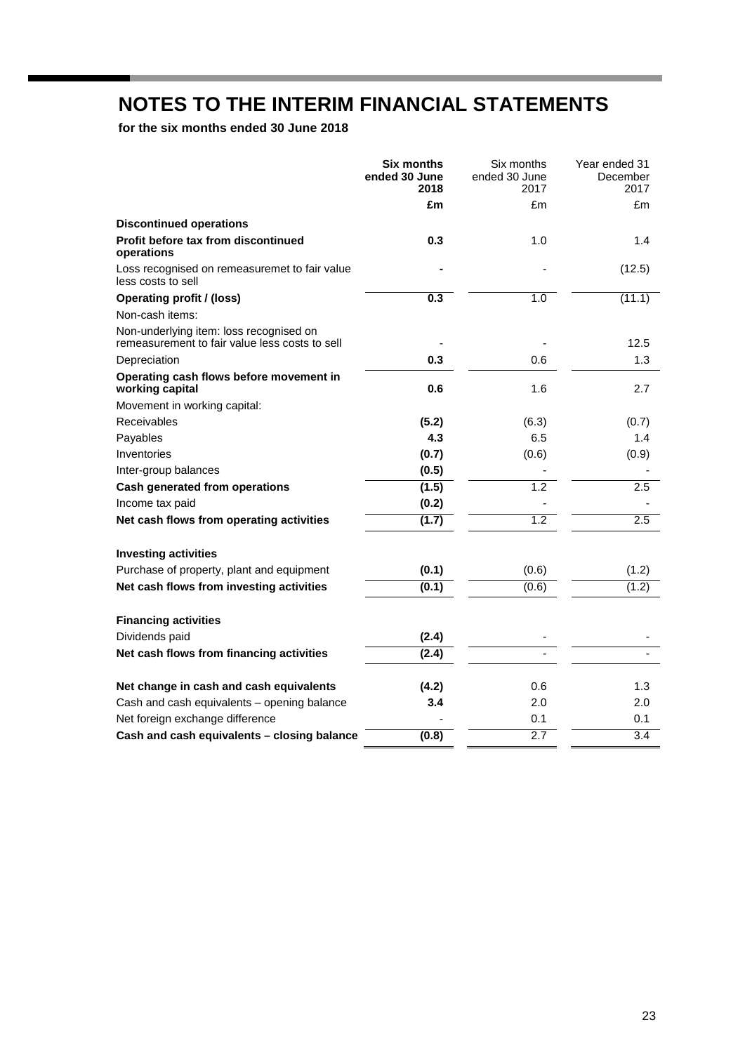# NOTES TO THE INTERIM FINANCIAL STATEMENTS

**for the six months ended 30 June 2018**

| | **Six months ended 30 June 2018** | Six months ended 30 June 2017 | Year ended 31 December 2017 |
|---|---|---|---|
| | **£m** | £m | £m |
| **Discontinued operations** | | | |
| **Profit before tax from discontinued operations** | **0.3** | 1.0 | 1.4 |
| Loss recognised on remeasuremet to fair value less costs to sell | **-** | - | (12.5) |
| **Operating profit / (loss)** | **0.3** | 1.0 | (11.1) |
| Non-cash items: | | | |
| Non-underlying item: loss recognised on remeasurement to fair value less costs to sell | - | - | 12.5 |
| Depreciation | **0.3** | 0.6 | 1.3 |
| **Operating cash flows before movement in working capital** | **0.6** | 1.6 | 2.7 |
| Movement in working capital: | | | |
| Receivables | **(5.2)** | (6.3) | (0.7) |
| Payables | **4.3** | 6.5 | 1.4 |
| Inventories | **(0.7)** | (0.6) | (0.9) |
| Inter-group balances | **(0.5)** | - | - |
| **Cash generated from operations** | **(1.5)** | 1.2 | 2.5 |
| Income tax paid | **(0.2)** | - | - |
| **Net cash flows from operating activities** | **(1.7)** | 1.2 | 2.5 |
| | | | |
| **Investing activities** | | | |
| Purchase of property, plant and equipment | **(0.1)** | (0.6) | (1.2) |
| **Net cash flows from investing activities** | **(0.1)** | (0.6) | (1.2) |
| | | | |
| **Financing activities** | | | |
| Dividends paid | **(2.4)** | - | - |
| **Net cash flows from financing activities** | **(2.4)** | - | - |
| | | | |
| **Net change in cash and cash equivalents** | **(4.2)** | 0.6 | 1.3 |
| Cash and cash equivalents – opening balance | **3.4** | 2.0 | 2.0 |
| Net foreign exchange difference | - | 0.1 | 0.1 |
| **Cash and cash equivalents – closing balance** | **(0.8)** | 2.7 | 3.4 |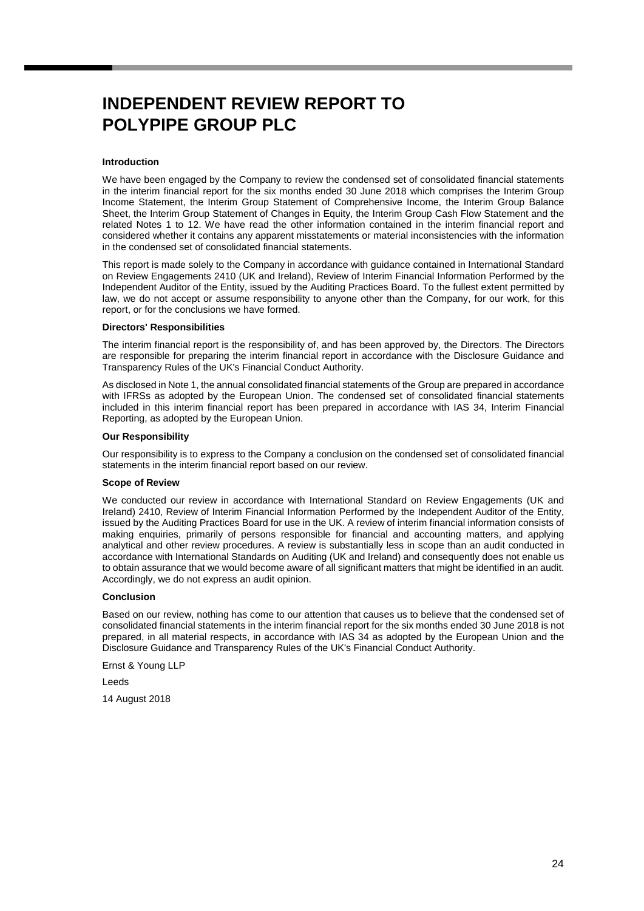# INDEPENDENT REVIEW REPORT TO POLYPIPE GROUP PLC

**Introduction**

We have been engaged by the Company to review the condensed set of consolidated financial statements in the interim financial report for the six months ended 30 June 2018 which comprises the Interim Group Income Statement, the Interim Group Statement of Comprehensive Income, the Interim Group Balance Sheet, the Interim Group Statement of Changes in Equity, the Interim Group Cash Flow Statement and the related Notes 1 to 12. We have read the other information contained in the interim financial report and considered whether it contains any apparent misstatements or material inconsistencies with the information in the condensed set of consolidated financial statements.

This report is made solely to the Company in accordance with guidance contained in International Standard on Review Engagements 2410 (UK and Ireland), Review of Interim Financial Information Performed by the Independent Auditor of the Entity, issued by the Auditing Practices Board. To the fullest extent permitted by law, we do not accept or assume responsibility to anyone other than the Company, for our work, for this report, or for the conclusions we have formed.

**Directors' Responsibilities**

The interim financial report is the responsibility of, and has been approved by, the Directors. The Directors are responsible for preparing the interim financial report in accordance with the Disclosure Guidance and Transparency Rules of the UK's Financial Conduct Authority.

As disclosed in Note 1, the annual consolidated financial statements of the Group are prepared in accordance with IFRSs as adopted by the European Union. The condensed set of consolidated financial statements included in this interim financial report has been prepared in accordance with IAS 34, Interim Financial Reporting, as adopted by the European Union.

**Our Responsibility**

Our responsibility is to express to the Company a conclusion on the condensed set of consolidated financial statements in the interim financial report based on our review.

**Scope of Review**

We conducted our review in accordance with International Standard on Review Engagements (UK and Ireland) 2410, Review of Interim Financial Information Performed by the Independent Auditor of the Entity, issued by the Auditing Practices Board for use in the UK. A review of interim financial information consists of making enquiries, primarily of persons responsible for financial and accounting matters, and applying analytical and other review procedures. A review is substantially less in scope than an audit conducted in accordance with International Standards on Auditing (UK and Ireland) and consequently does not enable us to obtain assurance that we would become aware of all significant matters that might be identified in an audit. Accordingly, we do not express an audit opinion.

**Conclusion**

Based on our review, nothing has come to our attention that causes us to believe that the condensed set of consolidated financial statements in the interim financial report for the six months ended 30 June 2018 is not prepared, in all material respects, in accordance with IAS 34 as adopted by the European Union and the Disclosure Guidance and Transparency Rules of the UK's Financial Conduct Authority.

Ernst & Young LLP

Leeds

14 August 2018